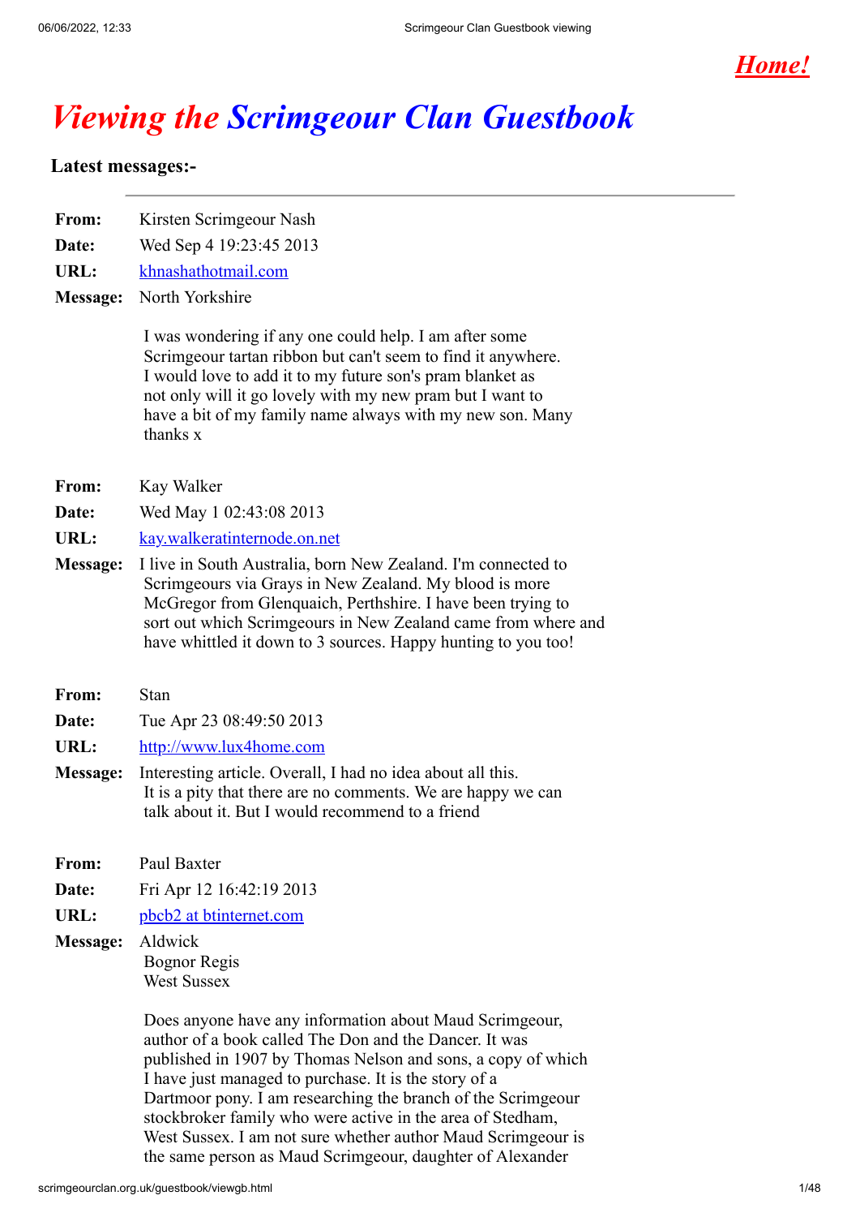[Home!](#)

# *Viewing the Scrimgeour Clan Guestbook*

**Latest messages:-**

---

**From:** Kirsten Scrimgeour Nash
**Date:** Wed Sep 4 19:23:45 2013
**URL:** khnashathotmail.com
**Message:** North Yorkshire

I was wondering if any one could help. I am after some Scrimgeour tartan ribbon but can't seem to find it anywhere. I would love to add it to my future son's pram blanket as not only will it go lovely with my new pram but I want to have a bit of my family name always with my new son. Many thanks x

**From:** Kay Walker
**Date:** Wed May 1 02:43:08 2013
**URL:** kay.walkeratinternode.on.net
**Message:** I live in South Australia, born New Zealand. I'm connected to Scrimgeours via Grays in New Zealand. My blood is more McGregor from Glenquaich, Perthshire. I have been trying to sort out which Scrimgeours in New Zealand came from where and have whittled it down to 3 sources. Happy hunting to you too!

**From:** Stan
**Date:** Tue Apr 23 08:49:50 2013
**URL:** http://www.lux4home.com
**Message:** Interesting article. Overall, I had no idea about all this. It is a pity that there are no comments. We are happy we can talk about it. But I would recommend to a friend

**From:** Paul Baxter
**Date:** Fri Apr 12 16:42:19 2013
**URL:** pbcb2 at btinternet.com
**Message:** Aldwick
Bognor Regis
West Sussex

Does anyone have any information about Maud Scrimgeour, author of a book called The Don and the Dancer. It was published in 1907 by Thomas Nelson and sons, a copy of which I have just managed to purchase. It is the story of a Dartmoor pony. I am researching the branch of the Scrimgeour stockbroker family who were active in the area of Stedham, West Sussex. I am not sure whether author Maud Scrimgeour is the same person as Maud Scrimgeour, daughter of Alexander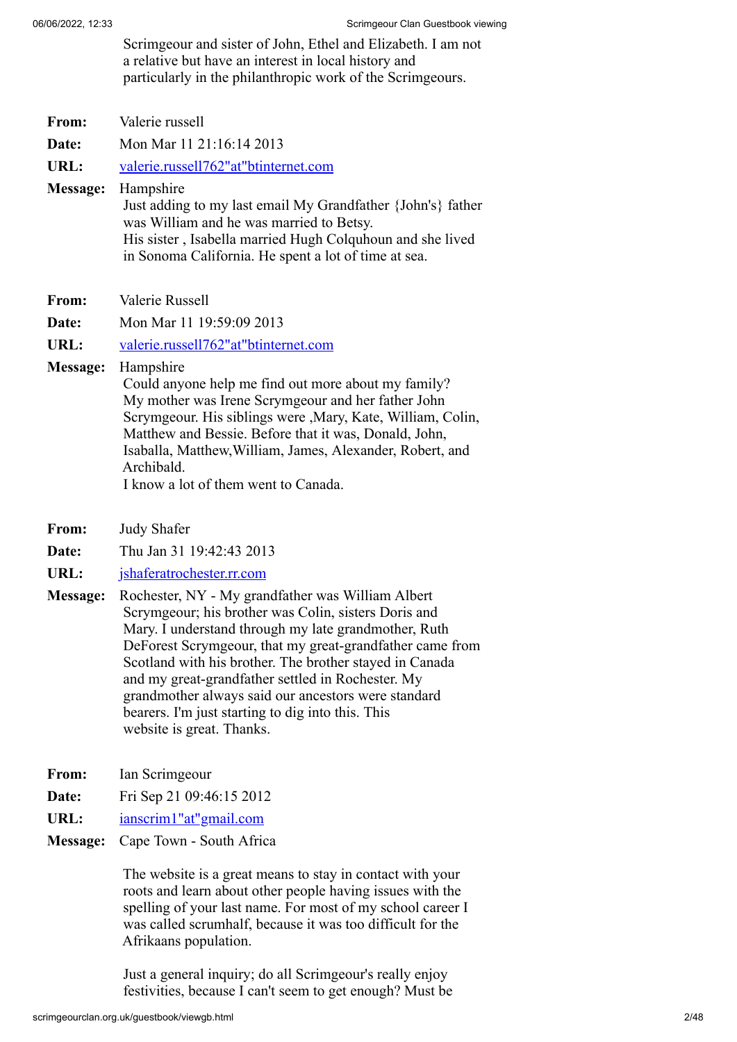Scrimgeour and sister of John, Ethel and Elizabeth. I am not a relative but have an interest in local history and particularly in the philanthropic work of the Scrimgeours.

**From:** Valerie russell

**Date:** Mon Mar 11 21:16:14 2013

**URL:** valerie.russell762"at"btinternet.com

**Message:** Hampshire
Just adding to my last email My Grandfather {John's} father was William and he was married to Betsy.
His sister , Isabella married Hugh Colquhoun and she lived in Sonoma California. He spent a lot of time at sea.

**From:** Valerie Russell

**Date:** Mon Mar 11 19:59:09 2013

**URL:** valerie.russell762"at"btinternet.com

**Message:** Hampshire
Could anyone help me find out more about my family?
My mother was Irene Scrymgeour and her father John Scrymgeour. His siblings were ,Mary, Kate, William, Colin, Matthew and Bessie. Before that it was, Donald, John, Isaballa, Matthew,William, James, Alexander, Robert, and Archibald.
I know a lot of them went to Canada.

**From:** Judy Shafer

**Date:** Thu Jan 31 19:42:43 2013

**URL:** jshaferatrochester.rr.com

**Message:** Rochester, NY - My grandfather was William Albert Scrymgeour; his brother was Colin, sisters Doris and Mary. I understand through my late grandmother, Ruth DeForest Scrymgeour, that my great-grandfather came from Scotland with his brother. The brother stayed in Canada and my great-grandfather settled in Rochester. My grandmother always said our ancestors were standard bearers. I'm just starting to dig into this. This website is great. Thanks.

**From:** Ian Scrimgeour

**Date:** Fri Sep 21 09:46:15 2012

**URL:** ianscrim1"at"gmail.com

**Message:** Cape Town - South Africa

The website is a great means to stay in contact with your roots and learn about other people having issues with the spelling of your last name. For most of my school career I was called scrumhalf, because it was too difficult for the Afrikaans population.

Just a general inquiry; do all Scrimgeour's really enjoy festivities, because I can't seem to get enough? Must be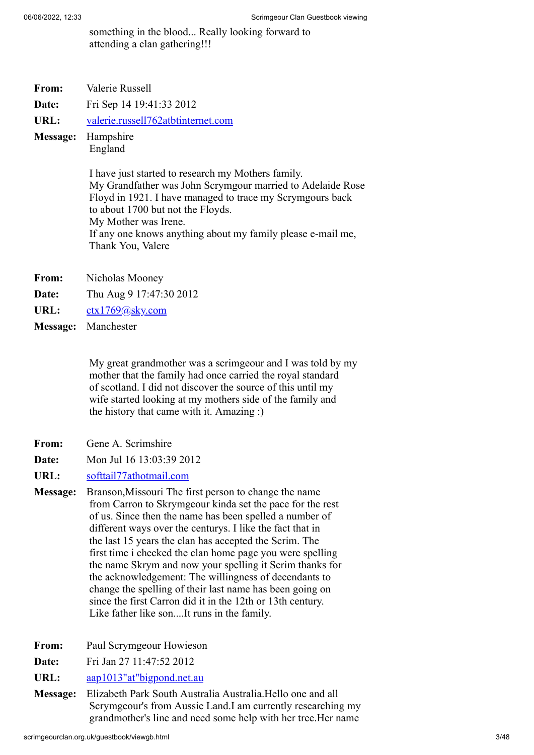something in the blood... Really looking forward to attending a clan gathering!!!

**From:** Valerie Russell

**Date:** Fri Sep 14 19:41:33 2012

**URL:** valerie.russell762atbtinternet.com

**Message:** Hampshire
England

I have just started to research my Mothers family.
My Grandfather was John Scrymgour married to Adelaide Rose Floyd in 1921. I have managed to trace my Scrymgours back to about 1700 but not the Floyds.
My Mother was Irene.
If any one knows anything about my family please e-mail me,
Thank You, Valere

**From:** Nicholas Mooney

**Date:** Thu Aug 9 17:47:30 2012

**URL:** ctx1769@sky.com

**Message:** Manchester

My great grandmother was a scrimgeour and I was told by my mother that the family had once carried the royal standard of scotland. I did not discover the source of this until my wife started looking at my mothers side of the family and the history that came with it. Amazing :)

**From:** Gene A. Scrimshire

**Date:** Mon Jul 16 13:03:39 2012

**URL:** softtail77athotmail.com

**Message:** Branson,Missouri The first person to change the name from Carron to Skrymgeour kinda set the pace for the rest of us. Since then the name has been spelled a number of different ways over the centurys. I like the fact that in the last 15 years the clan has accepted the Scrim. The first time i checked the clan home page you were spelling the name Skrym and now your spelling it Scrim thanks for the acknowledgement: The willingness of decendants to change the spelling of their last name has been going on since the first Carron did it in the 12th or 13th century. Like father like son....It runs in the family.

**From:** Paul Scrymgeour Howieson

**Date:** Fri Jan 27 11:47:52 2012

**URL:** aap1013"at"bigpond.net.au

**Message:** Elizabeth Park South Australia Australia.Hello one and all Scrymgeour's from Aussie Land.I am currently researching my grandmother's line and need some help with her tree.Her name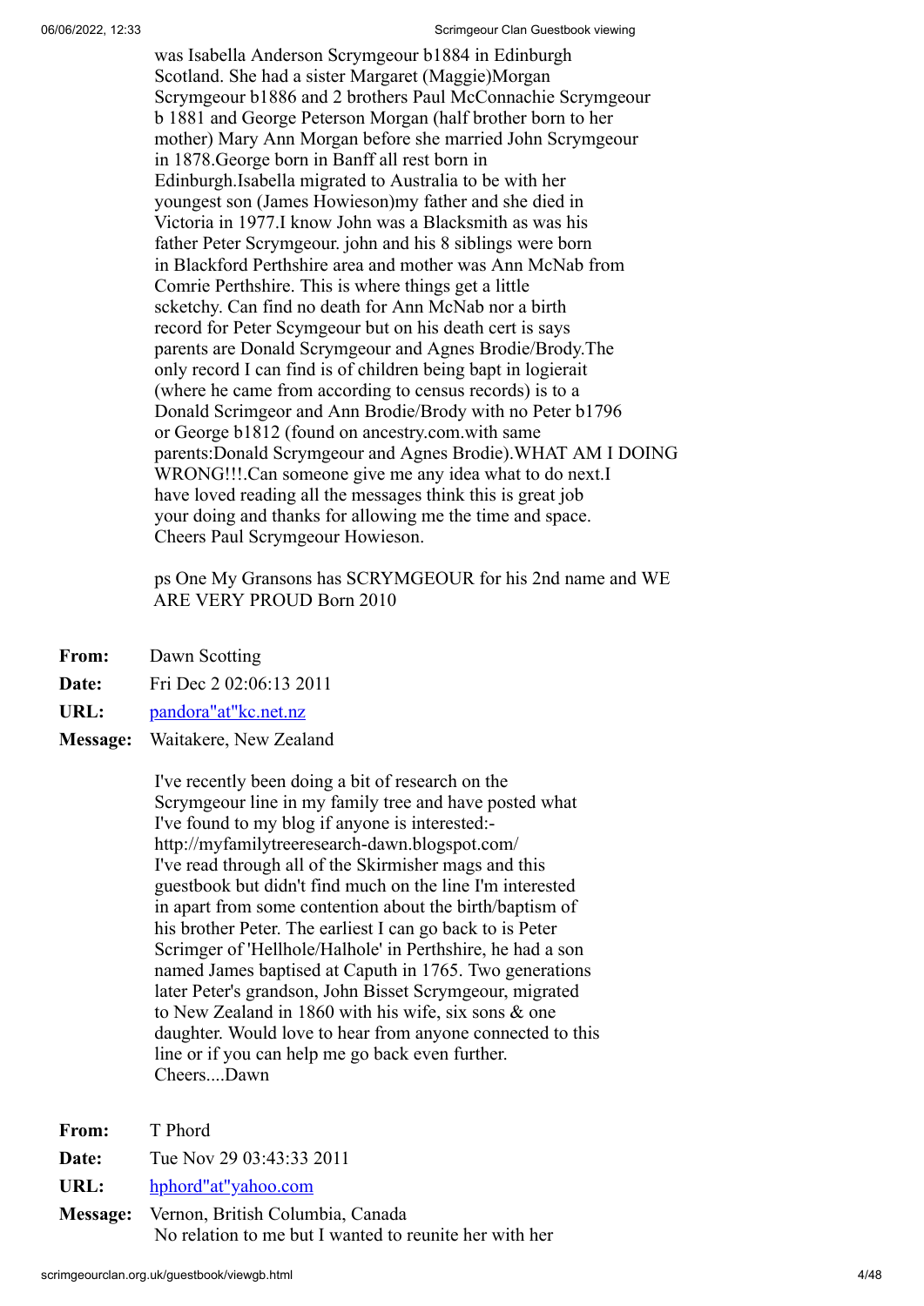was Isabella Anderson Scrymgeour b1884 in Edinburgh Scotland. She had a sister Margaret (Maggie)Morgan Scrymgeour b1886 and 2 brothers Paul McConnachie Scrymgeour b 1881 and George Peterson Morgan (half brother born to her mother) Mary Ann Morgan before she married John Scrymgeour in 1878.George born in Banff all rest born in Edinburgh.Isabella migrated to Australia to be with her youngest son (James Howieson)my father and she died in Victoria in 1977.I know John was a Blacksmith as was his father Peter Scrymgeour. john and his 8 siblings were born in Blackford Perthshire area and mother was Ann McNab from Comrie Perthshire. This is where things get a little scketchy. Can find no death for Ann McNab nor a birth record for Peter Scymgeour but on his death cert is says parents are Donald Scrymgeour and Agnes Brodie/Brody.The only record I can find is of children being bapt in logierait (where he came from according to census records) is to a Donald Scrimgeor and Ann Brodie/Brody with no Peter b1796 or George b1812 (found on ancestry.com.with same parents:Donald Scrymgeour and Agnes Brodie).WHAT AM I DOING WRONG!!!.Can someone give me any idea what to do next.I have loved reading all the messages think this is great job your doing and thanks for allowing me the time and space. Cheers Paul Scrymgeour Howieson.

ps One My Gransons has SCRYMGEOUR for his 2nd name and WE ARE VERY PROUD Born 2010

**From:** Dawn Scotting
**Date:** Fri Dec 2 02:06:13 2011
**URL:** pandora"at"kc.net.nz
**Message:** Waitakere, New Zealand

I've recently been doing a bit of research on the Scrymgeour line in my family tree and have posted what I've found to my blog if anyone is interested:- http://myfamilytreeresearch-dawn.blogspot.com/ I've read through all of the Skirmisher mags and this guestbook but didn't find much on the line I'm interested in apart from some contention about the birth/baptism of his brother Peter. The earliest I can go back to is Peter Scrimger of 'Hellhole/Halhole' in Perthshire, he had a son named James baptised at Caputh in 1765. Two generations later Peter's grandson, John Bisset Scrymgeour, migrated to New Zealand in 1860 with his wife, six sons & one daughter. Would love to hear from anyone connected to this line or if you can help me go back even further. Cheers....Dawn

**From:** T Phord
**Date:** Tue Nov 29 03:43:33 2011
**URL:** hphord"at"yahoo.com
**Message:** Vernon, British Columbia, Canada
No relation to me but I wanted to reunite her with her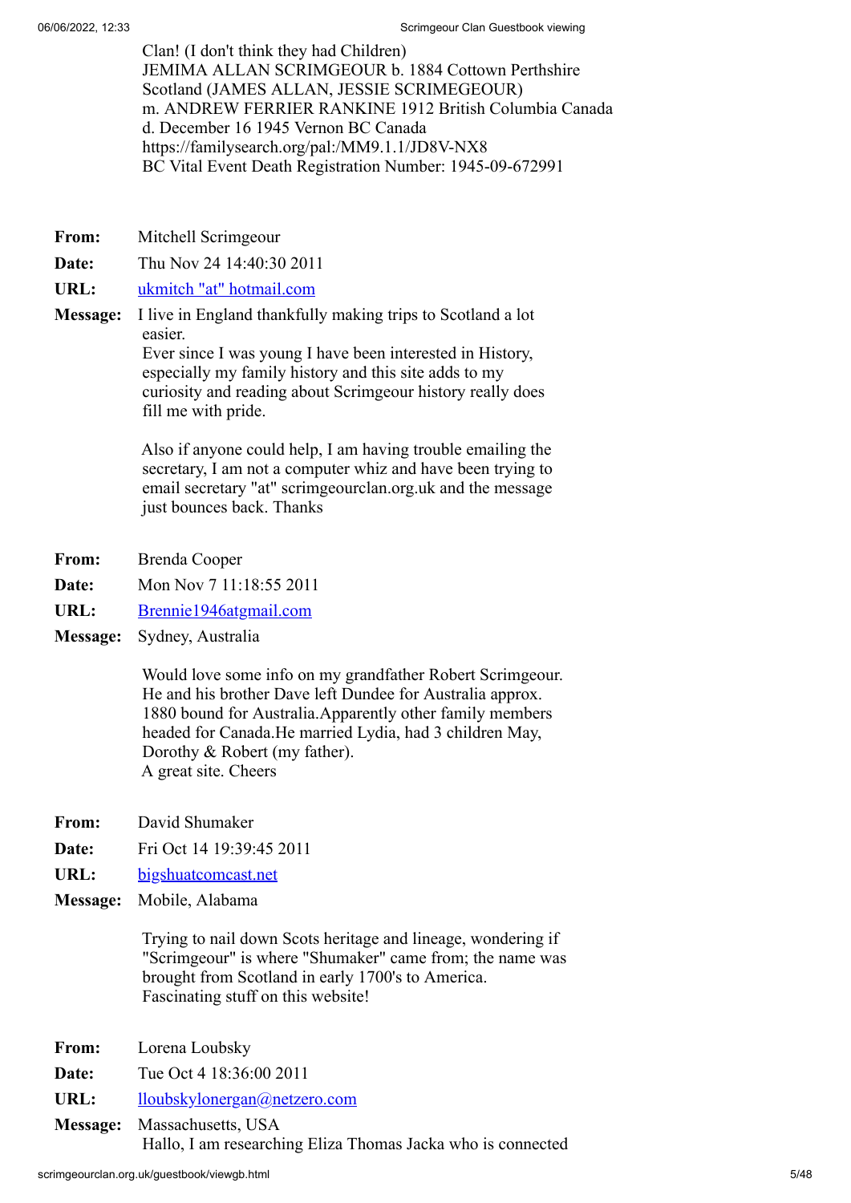Clan! (I don't think they had Children)
JEMIMA ALLAN SCRIMGEOUR b. 1884 Cottown Perthshire Scotland (JAMES ALLAN, JESSIE SCRIMEGEOUR)
m. ANDREW FERRIER RANKINE 1912 British Columbia Canada
d. December 16 1945 Vernon BC Canada
https://familysearch.org/pal:/MM9.1.1/JD8V-NX8
BC Vital Event Death Registration Number: 1945-09-672991

**From:** Mitchell Scrimgeour
**Date:** Thu Nov 24 14:40:30 2011
**URL:** ukmitch "at" hotmail.com
**Message:** I live in England thankfully making trips to Scotland a lot easier.
Ever since I was young I have been interested in History, especially my family history and this site adds to my curiosity and reading about Scrimgeour history really does fill me with pride.

Also if anyone could help, I am having trouble emailing the secretary, I am not a computer whiz and have been trying to email secretary "at" scrimgeourclan.org.uk and the message just bounces back. Thanks

**From:** Brenda Cooper
**Date:** Mon Nov 7 11:18:55 2011
**URL:** Brennie1946atgmail.com
**Message:** Sydney, Australia

Would love some info on my grandfather Robert Scrimgeour. He and his brother Dave left Dundee for Australia approx. 1880 bound for Australia.Apparently other family members headed for Canada.He married Lydia, had 3 children May, Dorothy & Robert (my father).
A great site. Cheers

**From:** David Shumaker
**Date:** Fri Oct 14 19:39:45 2011
**URL:** bigshuatcomcast.net
**Message:** Mobile, Alabama

Trying to nail down Scots heritage and lineage, wondering if "Scrimgeour" is where "Shumaker" came from; the name was brought from Scotland in early 1700's to America.
Fascinating stuff on this website!

**From:** Lorena Loubsky
**Date:** Tue Oct 4 18:36:00 2011
**URL:** lloubskylonergan@netzero.com
**Message:** Massachusetts, USA
Hallo, I am researching Eliza Thomas Jacka who is connected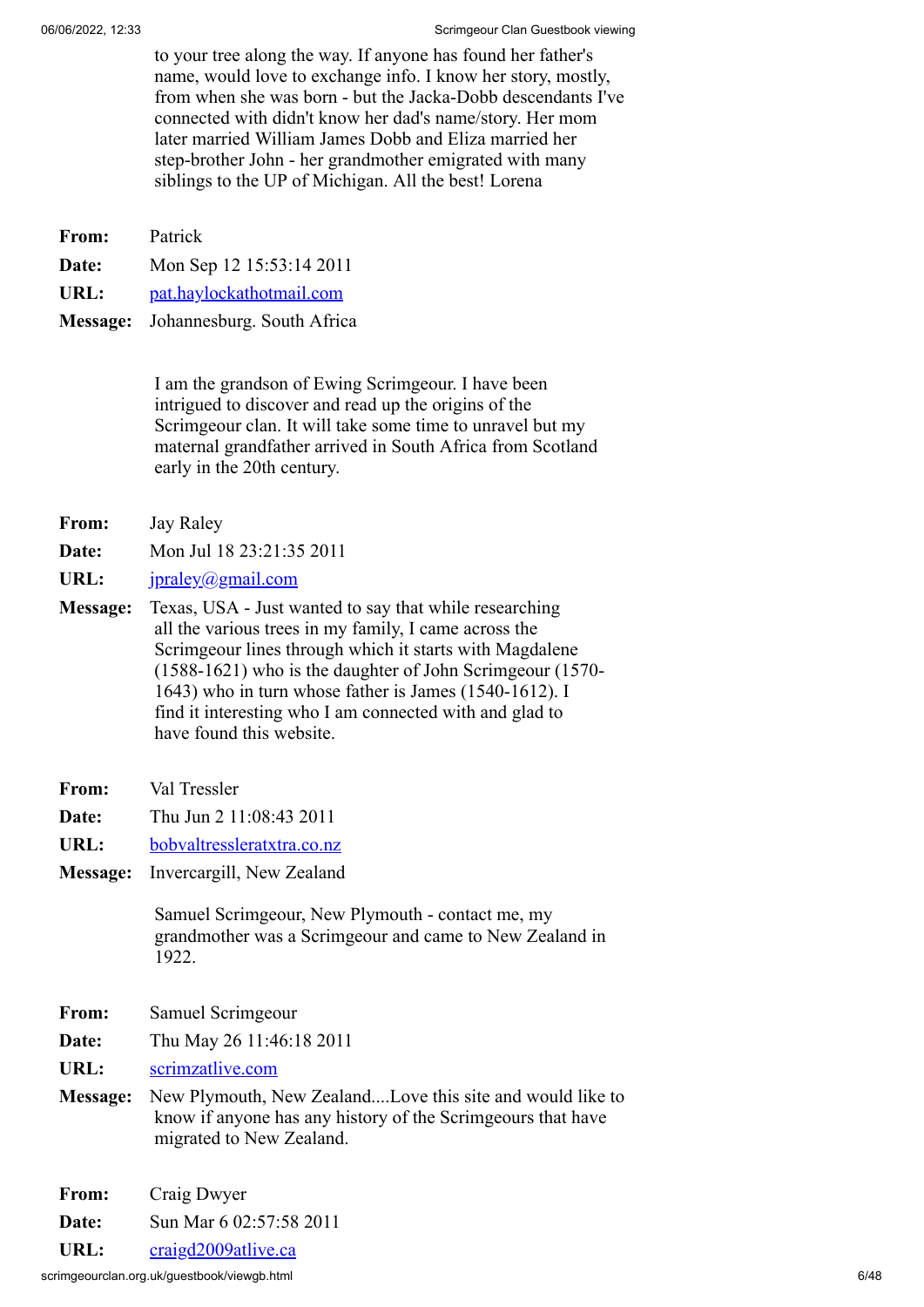to your tree along the way. If anyone has found her father's name, would love to exchange info. I know her story, mostly, from when she was born - but the Jacka-Dobb descendants I've connected with didn't know her dad's name/story. Her mom later married William James Dobb and Eliza married her step-brother John - her grandmother emigrated with many siblings to the UP of Michigan. All the best! Lorena

**From:** Patrick
**Date:** Mon Sep 12 15:53:14 2011
**URL:** pat.haylockathotmail.com
**Message:** Johannesburg. South Africa

I am the grandson of Ewing Scrimgeour. I have been intrigued to discover and read up the origins of the Scrimgeour clan. It will take some time to unravel but my maternal grandfather arrived in South Africa from Scotland early in the 20th century.

**From:** Jay Raley
**Date:** Mon Jul 18 23:21:35 2011
**URL:** jpraley@gmail.com
**Message:** Texas, USA - Just wanted to say that while researching all the various trees in my family, I came across the Scrimgeour lines through which it starts with Magdalene (1588-1621) who is the daughter of John Scrimgeour (1570-1643) who in turn whose father is James (1540-1612). I find it interesting who I am connected with and glad to have found this website.

**From:** Val Tressler
**Date:** Thu Jun 2 11:08:43 2011
**URL:** bobvaltressleratxtra.co.nz
**Message:** Invercargill, New Zealand

Samuel Scrimgeour, New Plymouth - contact me, my grandmother was a Scrimgeour and came to New Zealand in 1922.

**From:** Samuel Scrimgeour
**Date:** Thu May 26 11:46:18 2011
**URL:** scrimzatlive.com
**Message:** New Plymouth, New Zealand....Love this site and would like to know if anyone has any history of the Scrimgeours that have migrated to New Zealand.

**From:** Craig Dwyer
**Date:** Sun Mar 6 02:57:58 2011
**URL:** craigd2009atlive.ca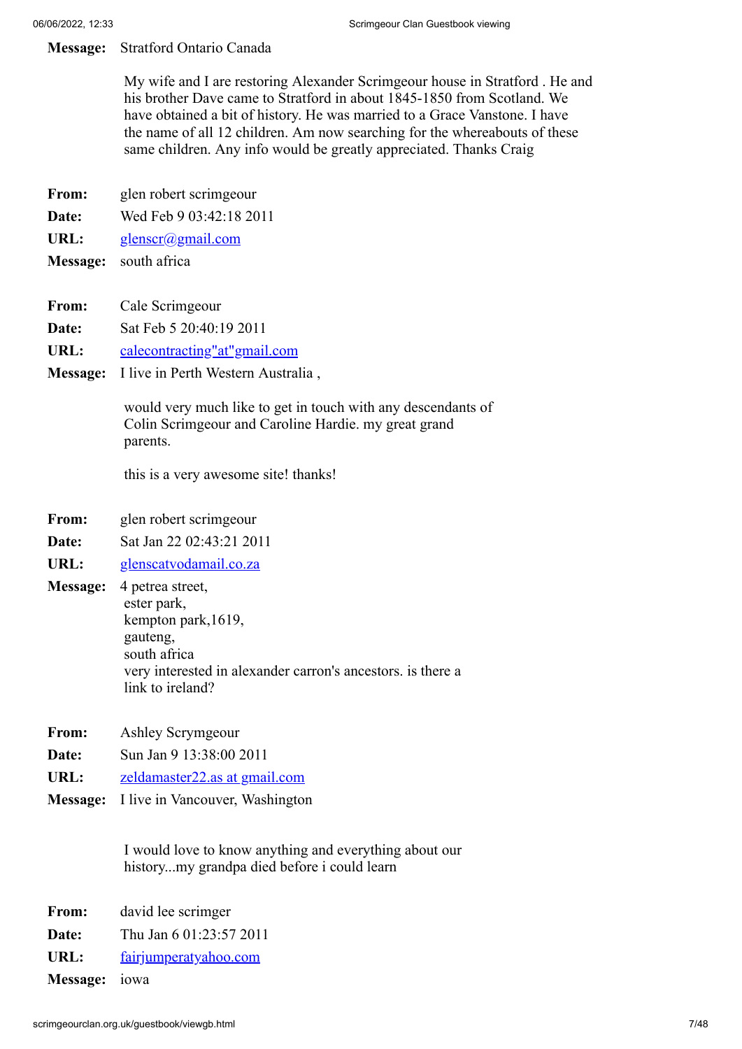**Message:** Stratford Ontario Canada

My wife and I are restoring Alexander Scrimgeour house in Stratford . He and his brother Dave came to Stratford in about 1845-1850 from Scotland. We have obtained a bit of history. He was married to a Grace Vanstone. I have the name of all 12 children. Am now searching for the whereabouts of these same children. Any info would be greatly appreciated. Thanks Craig

**From:** glen robert scrimgeour
**Date:** Wed Feb 9 03:42:18 2011
**URL:** glenscr@gmail.com
**Message:** south africa

**From:** Cale Scrimgeour
**Date:** Sat Feb 5 20:40:19 2011
**URL:** calecontracting"at"gmail.com
**Message:** I live in Perth Western Australia ,

would very much like to get in touch with any descendants of Colin Scrimgeour and Caroline Hardie. my great grand parents.

this is a very awesome site! thanks!

**From:** glen robert scrimgeour
**Date:** Sat Jan 22 02:43:21 2011
**URL:** glenscatvodamail.co.za
**Message:** 4 petrea street,
ester park,
kempton park,1619,
gauteng,
south africa
very interested in alexander carron's ancestors. is there a link to ireland?

**From:** Ashley Scrymgeour
**Date:** Sun Jan 9 13:38:00 2011
**URL:** zeldamaster22.as at gmail.com
**Message:** I live in Vancouver, Washington

I would love to know anything and everything about our history...my grandpa died before i could learn

**From:** david lee scrimger
**Date:** Thu Jan 6 01:23:57 2011
**URL:** fairjumperatyahoo.com
**Message:** iowa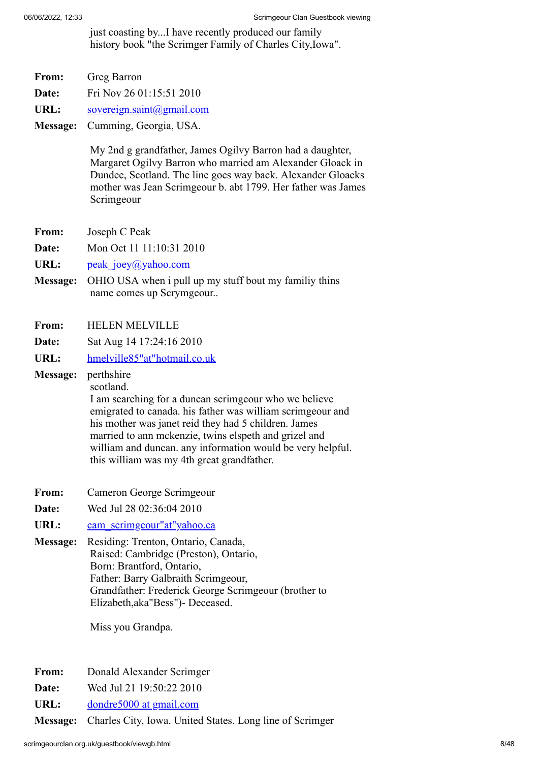just coasting by...I have recently produced our family history book "the Scrimger Family of Charles City,Iowa".

**From:** Greg Barron

**Date:** Fri Nov 26 01:15:51 2010

**URL:** sovereign.saint@gmail.com

**Message:** Cumming, Georgia, USA.

My 2nd g grandfather, James Ogilvy Barron had a daughter, Margaret Ogilvy Barron who married am Alexander Gloack in Dundee, Scotland. The line goes way back. Alexander Gloacks mother was Jean Scrimgeour b. abt 1799. Her father was James Scrimgeour

**From:** Joseph C Peak

**Date:** Mon Oct 11 11:10:31 2010

**URL:** peak_joey@yahoo.com

**Message:** OHIO USA when i pull up my stuff bout my familiy thins name comes up Scrymgeour..

**From:** HELEN MELVILLE

**Date:** Sat Aug 14 17:24:16 2010

**URL:** hmelville85"at"hotmail.co.uk

**Message:** perthshire
scotland.
I am searching for a duncan scrimgeour who we believe emigrated to canada. his father was william scrimgeour and his mother was janet reid they had 5 children. James married to ann mckenzie, twins elspeth and grizel and william and duncan. any information would be very helpful. this william was my 4th great grandfather.

**From:** Cameron George Scrimgeour

**Date:** Wed Jul 28 02:36:04 2010

**URL:** cam_scrimgeour"at"yahoo.ca

**Message:** Residing: Trenton, Ontario, Canada,
Raised: Cambridge (Preston), Ontario,
Born: Brantford, Ontario,
Father: Barry Galbraith Scrimgeour,
Grandfather: Frederick George Scrimgeour (brother to Elizabeth,aka"Bess")- Deceased.

Miss you Grandpa.

**From:** Donald Alexander Scrimger

**Date:** Wed Jul 21 19:50:22 2010

**URL:** dondre5000 at gmail.com

**Message:** Charles City, Iowa. United States. Long line of Scrimger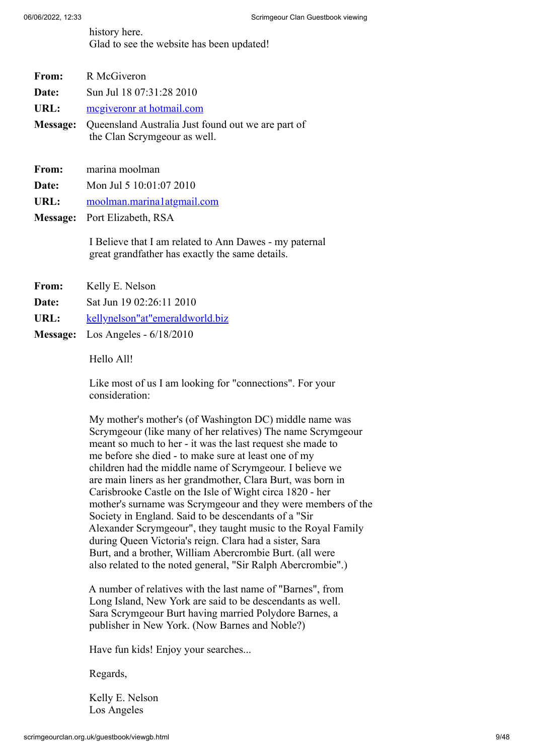history here.
Glad to see the website has been updated!

**From:** R McGiveron
**Date:** Sun Jul 18 07:31:28 2010
**URL:** mcgiveronr at hotmail.com
**Message:** Queensland Australia Just found out we are part of the Clan Scrymgeour as well.

**From:** marina moolman
**Date:** Mon Jul 5 10:01:07 2010
**URL:** moolman.marina1atgmail.com
**Message:** Port Elizabeth, RSA

I Believe that I am related to Ann Dawes - my paternal great grandfather has exactly the same details.

**From:** Kelly E. Nelson
**Date:** Sat Jun 19 02:26:11 2010
**URL:** kellynelson"at"emeraldworld.biz
**Message:** Los Angeles - 6/18/2010

Hello All!

Like most of us I am looking for "connections". For your consideration:

My mother's mother's (of Washington DC) middle name was Scrymgeour (like many of her relatives) The name Scrymgeour meant so much to her - it was the last request she made to me before she died - to make sure at least one of my children had the middle name of Scrymgeour. I believe we are main liners as her grandmother, Clara Burt, was born in Carisbrooke Castle on the Isle of Wight circa 1820 - her mother's surname was Scrymgeour and they were members of the Society in England. Said to be descendants of a "Sir Alexander Scrymgeour", they taught music to the Royal Family during Queen Victoria's reign. Clara had a sister, Sara Burt, and a brother, William Abercrombie Burt. (all were also related to the noted general, "Sir Ralph Abercrombie".)

A number of relatives with the last name of "Barnes", from Long Island, New York are said to be descendants as well. Sara Scrymgeour Burt having married Polydore Barnes, a publisher in New York. (Now Barnes and Noble?)

Have fun kids! Enjoy your searches...

Regards,

Kelly E. Nelson
Los Angeles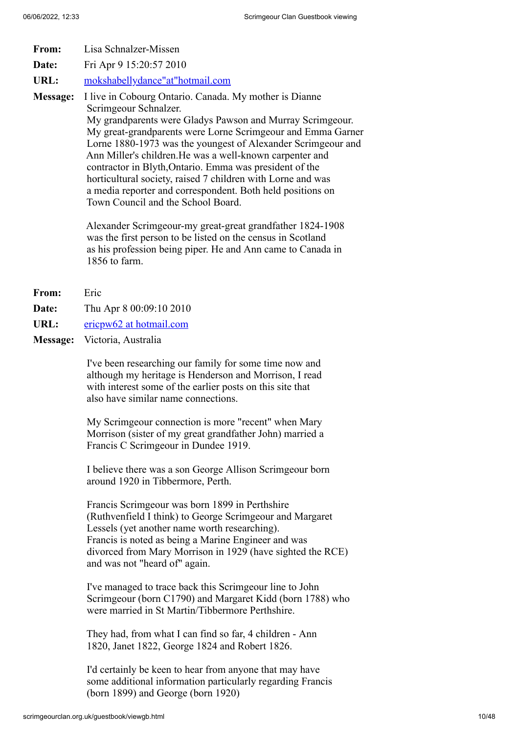**From:** Lisa Schnalzer-Missen

**Date:** Fri Apr 9 15:20:57 2010

**URL:** mokshabellydance"at"hotmail.com

**Message:** I live in Cobourg Ontario. Canada. My mother is Dianne Scrimgeour Schnalzer.
My grandparents were Gladys Pawson and Murray Scrimgeour.
My great-grandparents were Lorne Scrimgeour and Emma Garner
Lorne 1880-1973 was the youngest of Alexander Scrimgeour and Ann Miller's children.He was a well-known carpenter and contractor in Blyth,Ontario. Emma was president of the horticultural society, raised 7 children with Lorne and was a media reporter and correspondent. Both held positions on Town Council and the School Board.

Alexander Scrimgeour-my great-great grandfather 1824-1908 was the first person to be listed on the census in Scotland as his profession being piper. He and Ann came to Canada in 1856 to farm.

**From:** Eric

**Date:** Thu Apr 8 00:09:10 2010

**URL:** ericpw62 at hotmail.com

**Message:** Victoria, Australia

I've been researching our family for some time now and although my heritage is Henderson and Morrison, I read with interest some of the earlier posts on this site that also have similar name connections.

My Scrimgeour connection is more "recent" when Mary Morrison (sister of my great grandfather John) married a Francis C Scrimgeour in Dundee 1919.

I believe there was a son George Allison Scrimgeour born around 1920 in Tibbermore, Perth.

Francis Scrimgeour was born 1899 in Perthshire (Ruthvenfield I think) to George Scrimgeour and Margaret Lessels (yet another name worth researching).
Francis is noted as being a Marine Engineer and was divorced from Mary Morrison in 1929 (have sighted the RCE) and was not "heard of" again.

I've managed to trace back this Scrimgeour line to John Scrimgeour (born C1790) and Margaret Kidd (born 1788) who were married in St Martin/Tibbermore Perthshire.

They had, from what I can find so far, 4 children - Ann 1820, Janet 1822, George 1824 and Robert 1826.

I'd certainly be keen to hear from anyone that may have some additional information particularly regarding Francis (born 1899) and George (born 1920)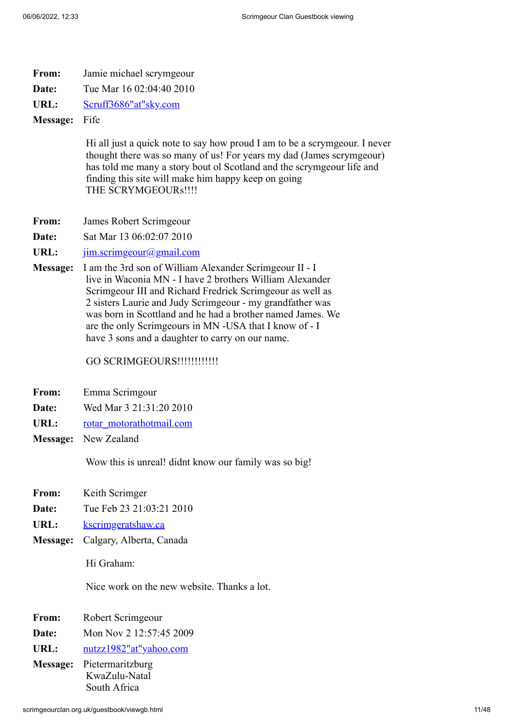**From:** Jamie michael scrymgeour
**Date:** Tue Mar 16 02:04:40 2010
**URL:** Scruff3686"at"sky.com
**Message:** Fife

Hi all just a quick note to say how proud I am to be a scrymgeour. I never thought there was so many of us! For years my dad (James scrymgeour) has told me many a story bout ol Scotland and the scrymgeour life and finding this site will make him happy keep on going THE SCRYMGEOURs!!!!

**From:** James Robert Scrimgeour
**Date:** Sat Mar 13 06:02:07 2010
**URL:** jim.scrimgeour@gmail.com
**Message:** I am the 3rd son of William Alexander Scrimgeour II - I live in Waconia MN - I have 2 brothers William Alexander Scrimgeour III and Richard Fredrick Scrimgeour as well as 2 sisters Laurie and Judy Scrimgeour - my grandfather was was born in Scottland and he had a brother named James. We are the only Scrimgeours in MN -USA that I know of - I have 3 sons and a daughter to carry on our name.

GO SCRIMGEOURS!!!!!!!!!!!

**From:** Emma Scrimgour
**Date:** Wed Mar 3 21:31:20 2010
**URL:** rotar_motorathotmail.com
**Message:** New Zealand

Wow this is unreal! didnt know our family was so big!

**From:** Keith Scrimger
**Date:** Tue Feb 23 21:03:21 2010
**URL:** kscrimgeratshaw.ca
**Message:** Calgary, Alberta, Canada

Hi Graham:

Nice work on the new website. Thanks a lot.

**From:** Robert Scrimgeour
**Date:** Mon Nov 2 12:57:45 2009
**URL:** nutzz1982"at"yahoo.com
**Message:** Pietermaritzburg
KwaZulu-Natal
South Africa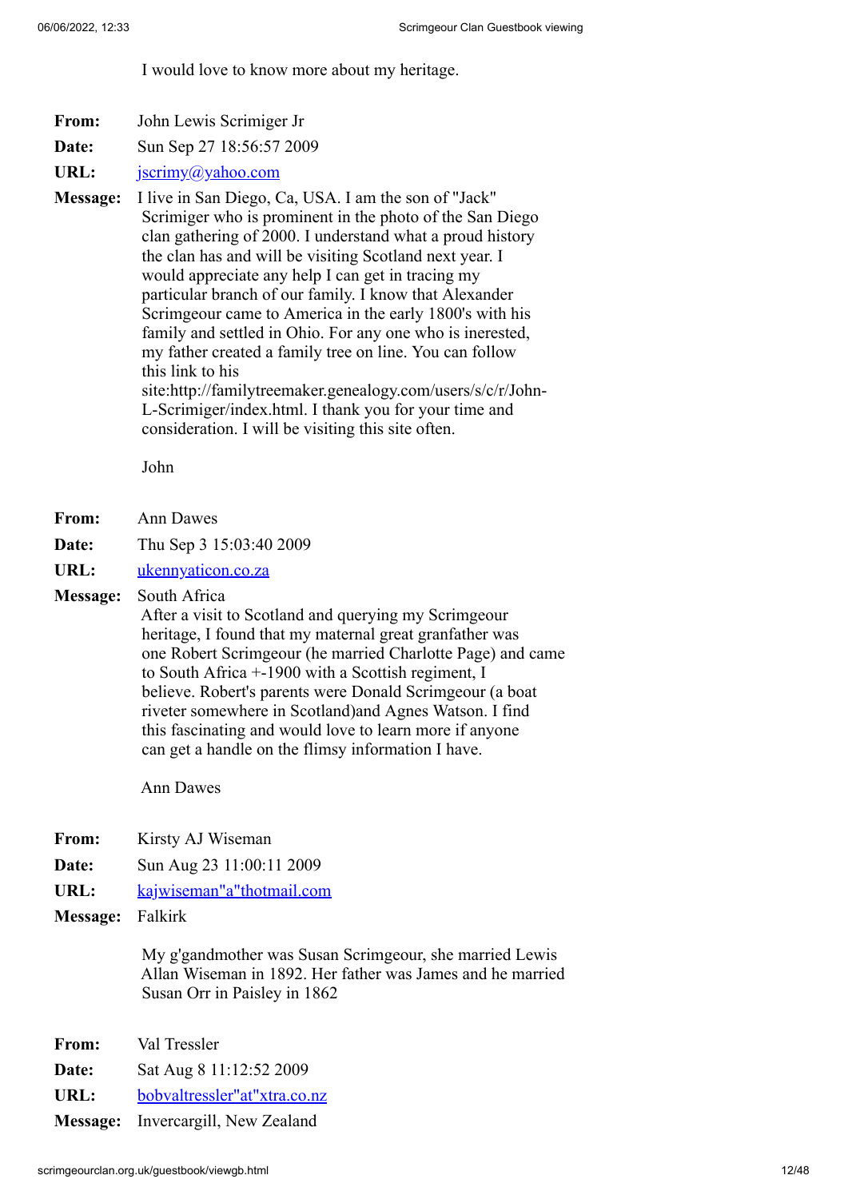I would love to know more about my heritage.

**From:** John Lewis Scrimiger Jr

**Date:** Sun Sep 27 18:56:57 2009

**URL:** jscrimy@yahoo.com

**Message:** I live in San Diego, Ca, USA. I am the son of "Jack" Scrimiger who is prominent in the photo of the San Diego clan gathering of 2000. I understand what a proud history the clan has and will be visiting Scotland next year. I would appreciate any help I can get in tracing my particular branch of our family. I know that Alexander Scrimgeour came to America in the early 1800's with his family and settled in Ohio. For any one who is inerested, my father created a family tree on line. You can follow this link to his site:http://familytreemaker.genealogy.com/users/s/c/r/John-L-Scrimiger/index.html. I thank you for your time and consideration. I will be visiting this site often.

John

**From:** Ann Dawes

**Date:** Thu Sep 3 15:03:40 2009

**URL:** ukennyaticon.co.za

**Message:** South Africa

After a visit to Scotland and querying my Scrimgeour heritage, I found that my maternal great granfather was one Robert Scrimgeour (he married Charlotte Page) and came to South Africa +-1900 with a Scottish regiment, I believe. Robert's parents were Donald Scrimgeour (a boat riveter somewhere in Scotland)and Agnes Watson. I find this fascinating and would love to learn more if anyone can get a handle on the flimsy information I have.

Ann Dawes

**From:** Kirsty AJ Wiseman

**Date:** Sun Aug 23 11:00:11 2009

**URL:** kajwiseman"a"thotmail.com

**Message:** Falkirk

My g'gandmother was Susan Scrimgeour, she married Lewis Allan Wiseman in 1892. Her father was James and he married Susan Orr in Paisley in 1862

**From:** Val Tressler

**Date:** Sat Aug 8 11:12:52 2009

**URL:** bobvaltressler"at"xtra.co.nz

**Message:** Invercargill, New Zealand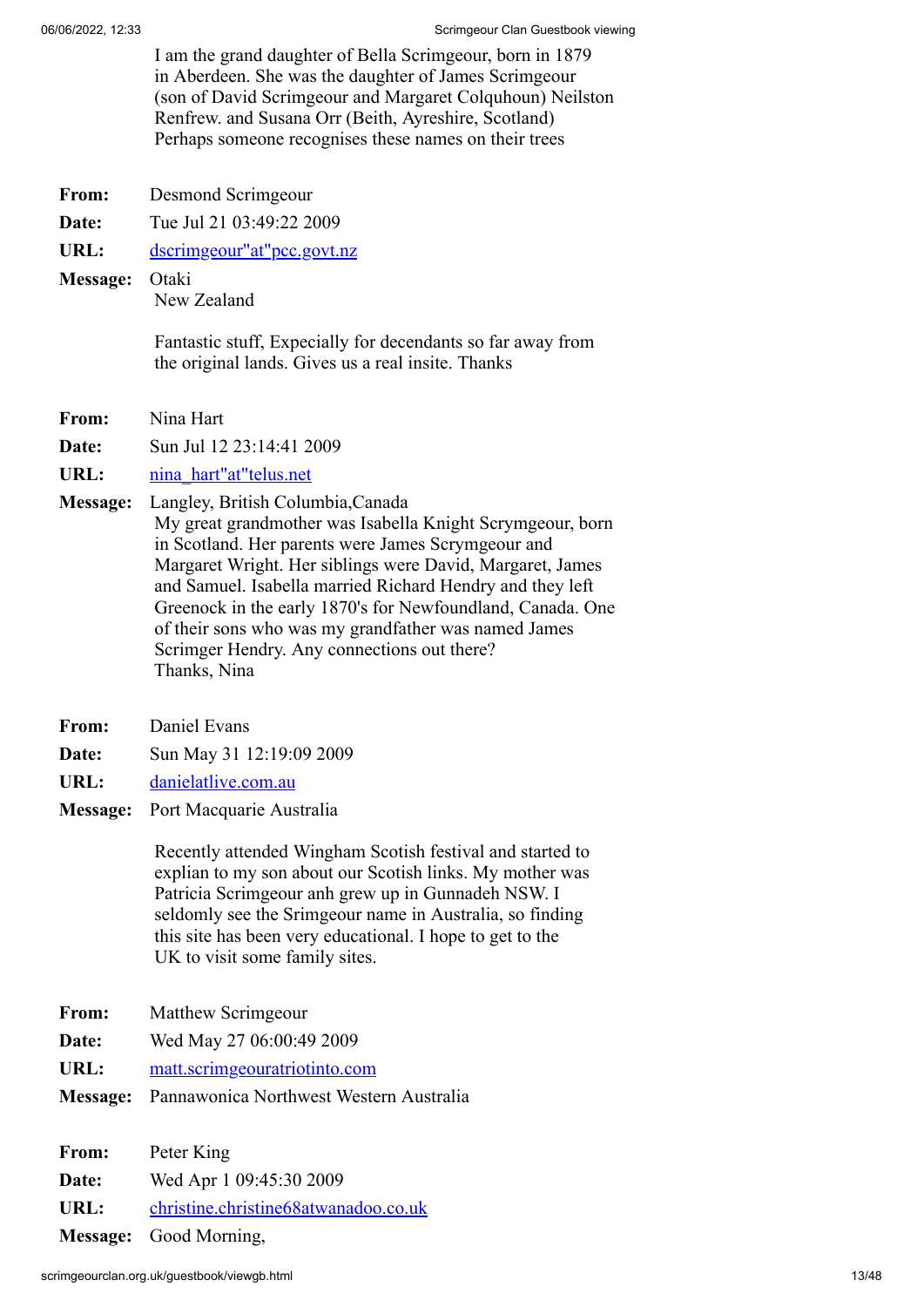I am the grand daughter of Bella Scrimgeour, born in 1879 in Aberdeen. She was the daughter of James Scrimgeour (son of David Scrimgeour and Margaret Colquhoun) Neilston Renfrew. and Susana Orr (Beith, Ayreshire, Scotland) Perhaps someone recognises these names on their trees

**From:** Desmond Scrimgeour

**Date:** Tue Jul 21 03:49:22 2009

**URL:** dscrimgeour"at"pcc.govt.nz

**Message:** Otaki
New Zealand

Fantastic stuff, Expecially for decendants so far away from the original lands. Gives us a real insite. Thanks

**From:** Nina Hart

**Date:** Sun Jul 12 23:14:41 2009

**URL:** nina_hart"at"telus.net

**Message:** Langley, British Columbia,Canada
My great grandmother was Isabella Knight Scrymgeour, born in Scotland. Her parents were James Scrymgeour and Margaret Wright. Her siblings were David, Margaret, James and Samuel. Isabella married Richard Hendry and they left Greenock in the early 1870's for Newfoundland, Canada. One of their sons who was my grandfather was named James Scrimger Hendry. Any connections out there?
Thanks, Nina

**From:** Daniel Evans

**Date:** Sun May 31 12:19:09 2009

**URL:** danielatlive.com.au

**Message:** Port Macquarie Australia

Recently attended Wingham Scotish festival and started to explian to my son about our Scotish links. My mother was Patricia Scrimgeour anh grew up in Gunnadeh NSW. I seldomly see the Srimgeour name in Australia, so finding this site has been very educational. I hope to get to the UK to visit some family sites.

**From:** Matthew Scrimgeour

**Date:** Wed May 27 06:00:49 2009

**URL:** matt.scrimgeouratriotinto.com

**Message:** Pannawonica Northwest Western Australia

**From:** Peter King

**Date:** Wed Apr 1 09:45:30 2009

**URL:** christine.christine68atwanadoo.co.uk

**Message:** Good Morning,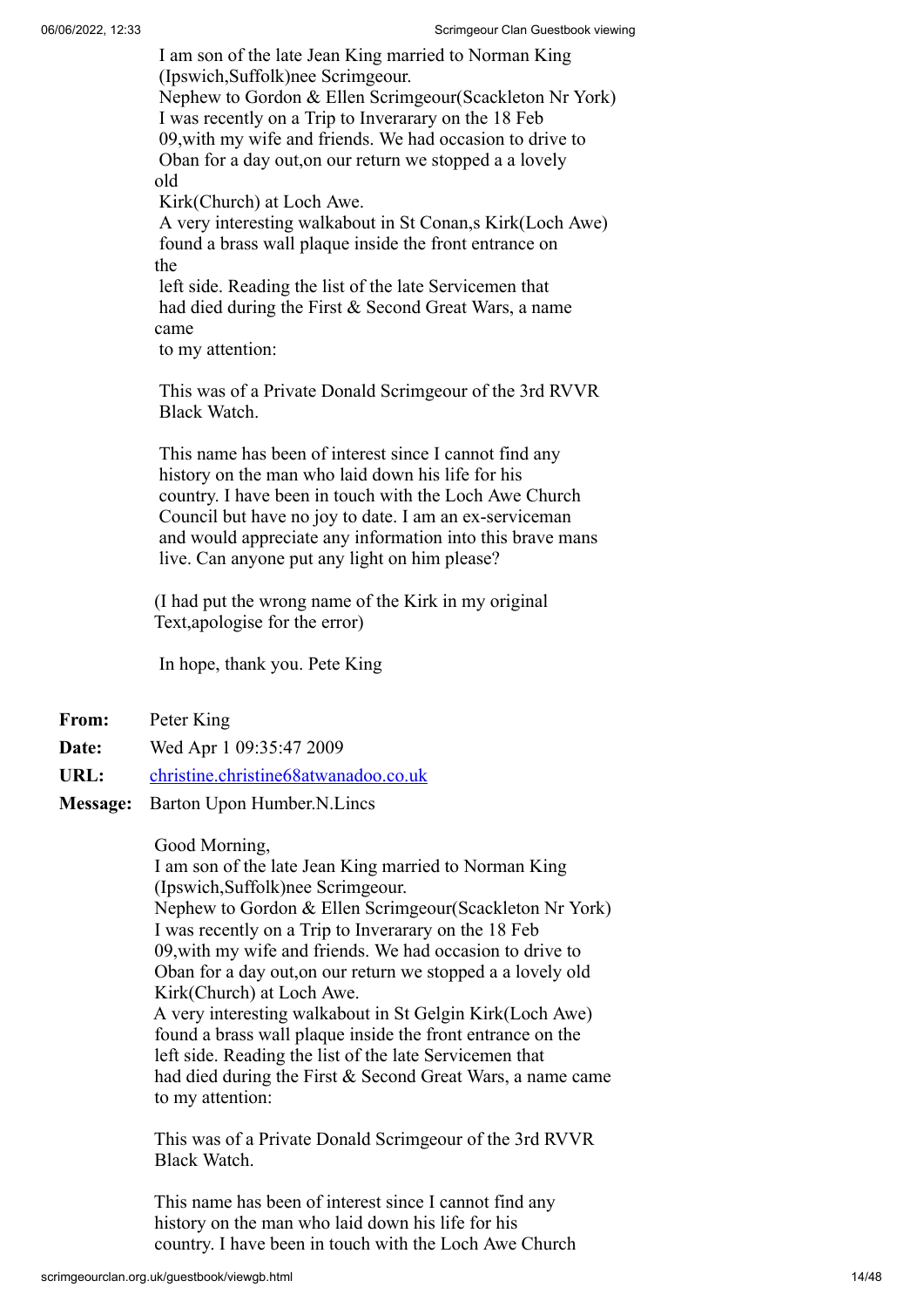I am son of the late Jean King married to Norman King (Ipswich,Suffolk)nee Scrimgeour.
Nephew to Gordon & Ellen Scrimgeour(Scackleton Nr York)
I was recently on a Trip to Inverarary on the 18 Feb 09,with my wife and friends. We had occasion to drive to Oban for a day out,on our return we stopped a a lovely old
Kirk(Church) at Loch Awe.
A very interesting walkabout in St Conan,s Kirk(Loch Awe) found a brass wall plaque inside the front entrance on the
left side. Reading the list of the late Servicemen that had died during the First & Second Great Wars, a name came
to my attention:

This was of a Private Donald Scrimgeour of the 3rd RVVR Black Watch.

This name has been of interest since I cannot find any history on the man who laid down his life for his country. I have been in touch with the Loch Awe Church Council but have no joy to date. I am an ex-serviceman and would appreciate any information into this brave mans live. Can anyone put any light on him please?

(I had put the wrong name of the Kirk in my original Text,apologise for the error)

In hope, thank you. Pete King

**From:** Peter King

**Date:** Wed Apr 1 09:35:47 2009

**URL:** christine.christine68atwanadoo.co.uk

**Message:** Barton Upon Humber.N.Lincs

Good Morning,
I am son of the late Jean King married to Norman King (Ipswich,Suffolk)nee Scrimgeour.
Nephew to Gordon & Ellen Scrimgeour(Scackleton Nr York)
I was recently on a Trip to Inverarary on the 18 Feb 09,with my wife and friends. We had occasion to drive to Oban for a day out,on our return we stopped a a lovely old Kirk(Church) at Loch Awe.
A very interesting walkabout in St Gelgin Kirk(Loch Awe) found a brass wall plaque inside the front entrance on the left side. Reading the list of the late Servicemen that had died during the First & Second Great Wars, a name came to my attention:

This was of a Private Donald Scrimgeour of the 3rd RVVR Black Watch.

This name has been of interest since I cannot find any history on the man who laid down his life for his country. I have been in touch with the Loch Awe Church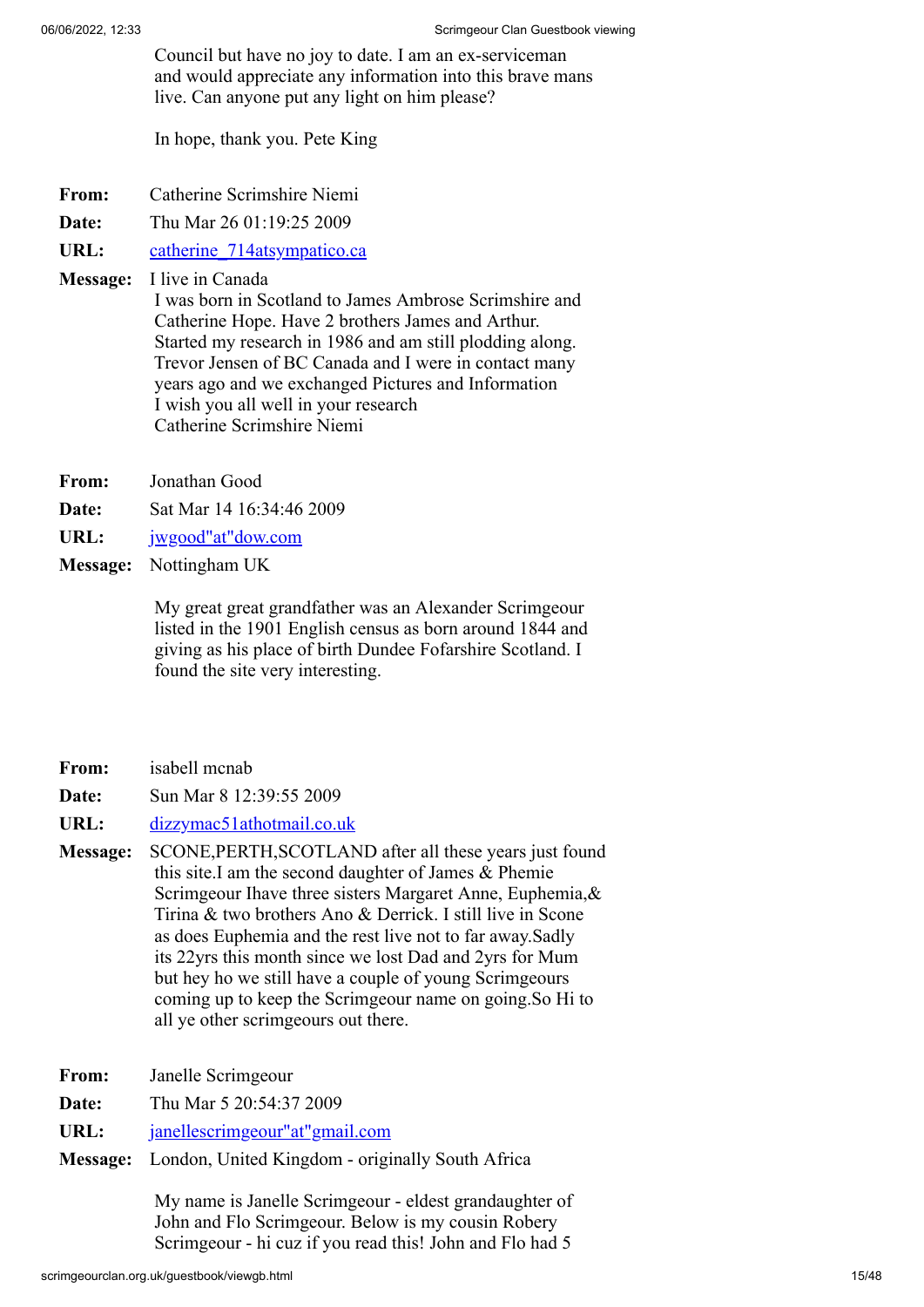Council but have no joy to date. I am an ex-serviceman and would appreciate any information into this brave mans live. Can anyone put any light on him please?

In hope, thank you. Pete King

**From:** Catherine Scrimshire Niemi

**Date:** Thu Mar 26 01:19:25 2009

**URL:** catherine_714atsympatico.ca

**Message:** I live in Canada
I was born in Scotland to James Ambrose Scrimshire and Catherine Hope. Have 2 brothers James and Arthur.
Started my research in 1986 and am still plodding along.
Trevor Jensen of BC Canada and I were in contact many years ago and we exchanged Pictures and Information
I wish you all well in your research
Catherine Scrimshire Niemi

**From:** Jonathan Good

**Date:** Sat Mar 14 16:34:46 2009

**URL:** jwgood"at"dow.com

**Message:** Nottingham UK

My great great grandfather was an Alexander Scrimgeour listed in the 1901 English census as born around 1844 and giving as his place of birth Dundee Fofarshire Scotland. I found the site very interesting.

**From:** isabell mcnab

**Date:** Sun Mar 8 12:39:55 2009

**URL:** dizzymac51athotmail.co.uk

**Message:** SCONE,PERTH,SCOTLAND after all these years just found this site.I am the second daughter of James & Phemie Scrimgeour Ihave three sisters Margaret Anne, Euphemia,& Tirina & two brothers Ano & Derrick. I still live in Scone as does Euphemia and the rest live not to far away.Sadly its 22yrs this month since we lost Dad and 2yrs for Mum but hey ho we still have a couple of young Scrimgeours coming up to keep the Scrimgeour name on going.So Hi to all ye other scrimgeours out there.

**From:** Janelle Scrimgeour

**Date:** Thu Mar 5 20:54:37 2009

**URL:** janellescrimgeour"at"gmail.com

**Message:** London, United Kingdom - originally South Africa

My name is Janelle Scrimgeour - eldest grandaughter of John and Flo Scrimgeour. Below is my cousin Robery Scrimgeour - hi cuz if you read this! John and Flo had 5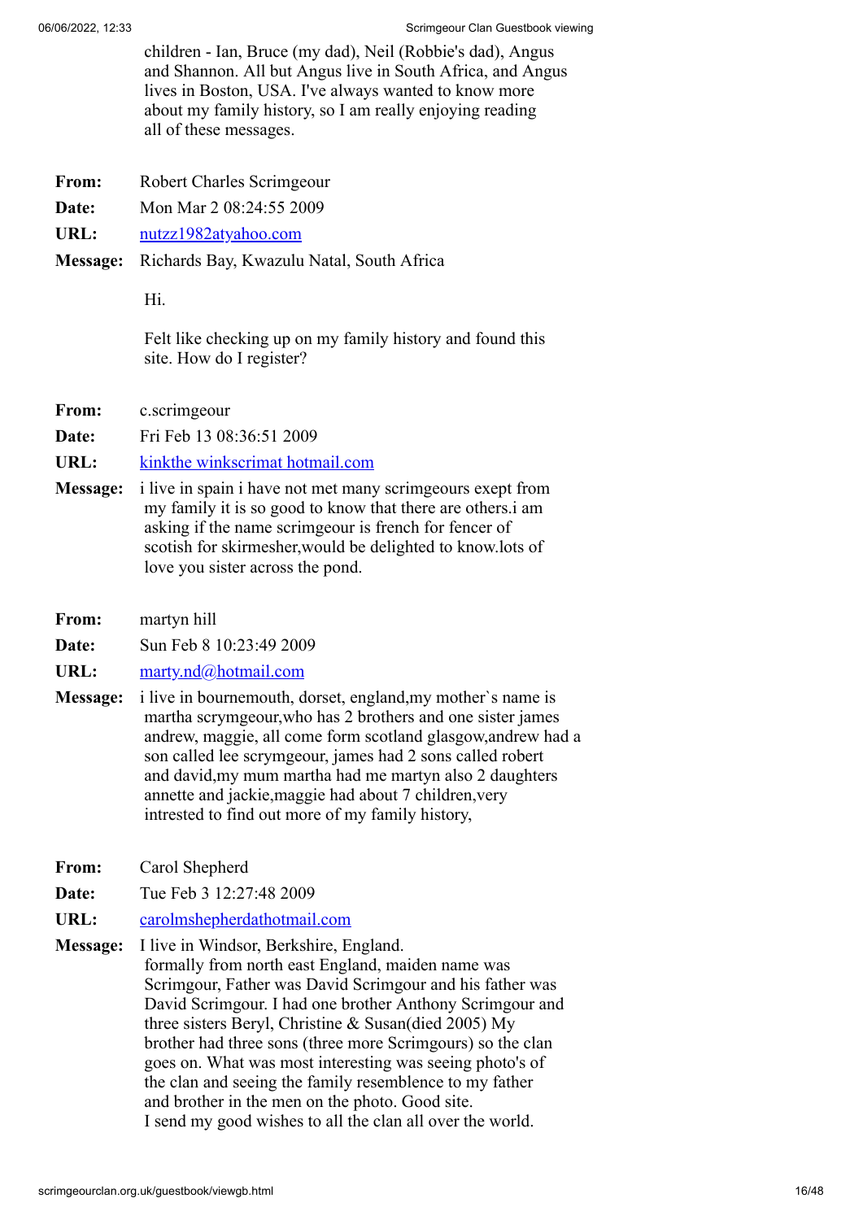children - Ian, Bruce (my dad), Neil (Robbie's dad), Angus and Shannon. All but Angus live in South Africa, and Angus lives in Boston, USA. I've always wanted to know more about my family history, so I am really enjoying reading all of these messages.

**From:** Robert Charles Scrimgeour
**Date:** Mon Mar 2 08:24:55 2009
**URL:** nutzz1982atyahoo.com
**Message:** Richards Bay, Kwazulu Natal, South Africa

Hi.

Felt like checking up on my family history and found this site. How do I register?

**From:** c.scrimgeour
**Date:** Fri Feb 13 08:36:51 2009
**URL:** kinkthe winkscrimat hotmail.com
**Message:** i live in spain i have not met many scrimgeours exept from my family it is so good to know that there are others.i am asking if the name scrimgeour is french for fencer of scotish for skirmesher,would be delighted to know.lots of love you sister across the pond.

**From:** martyn hill
**Date:** Sun Feb 8 10:23:49 2009
**URL:** marty.nd@hotmail.com
**Message:** i live in bournemouth, dorset, england,my mother`s name is martha scrymgeour,who has 2 brothers and one sister james andrew, maggie, all come form scotland glasgow,andrew had a son called lee scrymgeour, james had 2 sons called robert and david,my mum martha had me martyn also 2 daughters annette and jackie,maggie had about 7 children,very intrested to find out more of my family history,

**From:** Carol Shepherd
**Date:** Tue Feb 3 12:27:48 2009
**URL:** carolmshepherdathotmail.com
**Message:** I live in Windsor, Berkshire, England.
formally from north east England, maiden name was Scrimgour, Father was David Scrimgour and his father was David Scrimgour. I had one brother Anthony Scrimgour and three sisters Beryl, Christine & Susan(died 2005) My brother had three sons (three more Scrimgours) so the clan goes on. What was most interesting was seeing photo's of the clan and seeing the family resemblence to my father and brother in the men on the photo. Good site.
I send my good wishes to all the clan all over the world.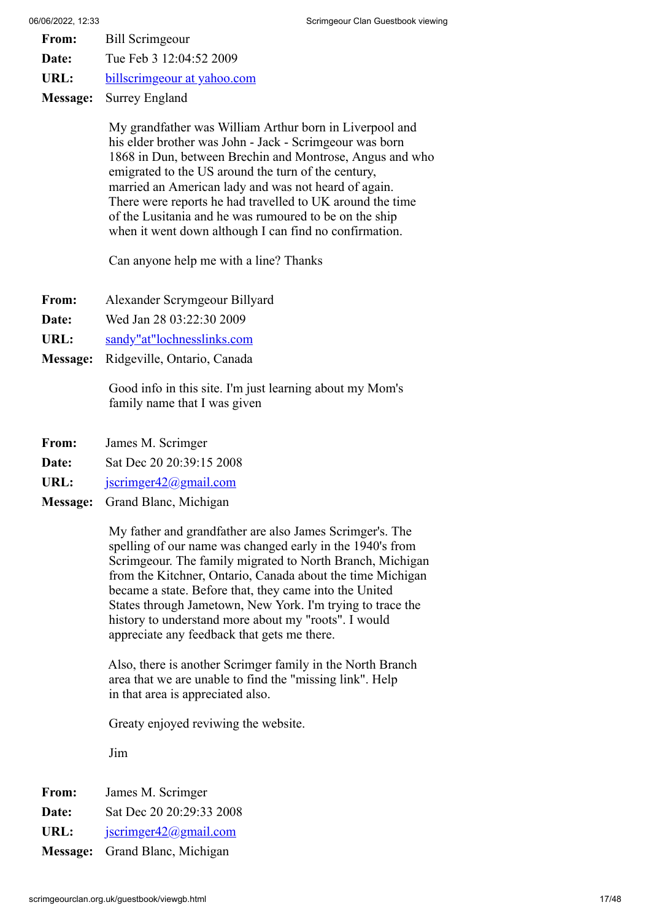**From:** Bill Scrimgeour
**Date:** Tue Feb 3 12:04:52 2009
**URL:** billscrimgeour at yahoo.com
**Message:** Surrey England

My grandfather was William Arthur born in Liverpool and his elder brother was John - Jack - Scrimgeour was born 1868 in Dun, between Brechin and Montrose, Angus and who emigrated to the US around the turn of the century, married an American lady and was not heard of again. There were reports he had travelled to UK around the time of the Lusitania and he was rumoured to be on the ship when it went down although I can find no confirmation.

Can anyone help me with a line? Thanks

**From:** Alexander Scrymgeour Billyard
**Date:** Wed Jan 28 03:22:30 2009
**URL:** sandy"at"lochnesslinks.com
**Message:** Ridgeville, Ontario, Canada

Good info in this site. I'm just learning about my Mom's family name that I was given

**From:** James M. Scrimger
**Date:** Sat Dec 20 20:39:15 2008
**URL:** jscrimger42@gmail.com
**Message:** Grand Blanc, Michigan

My father and grandfather are also James Scrimger's. The spelling of our name was changed early in the 1940's from Scrimgeour. The family migrated to North Branch, Michigan from the Kitchner, Ontario, Canada about the time Michigan became a state. Before that, they came into the United States through Jametown, New York. I'm trying to trace the history to understand more about my "roots". I would appreciate any feedback that gets me there.

Also, there is another Scrimger family in the North Branch area that we are unable to find the "missing link". Help in that area is appreciated also.

Greaty enjoyed reviwing the website.

Jim

**From:** James M. Scrimger
**Date:** Sat Dec 20 20:29:33 2008
**URL:** jscrimger42@gmail.com
**Message:** Grand Blanc, Michigan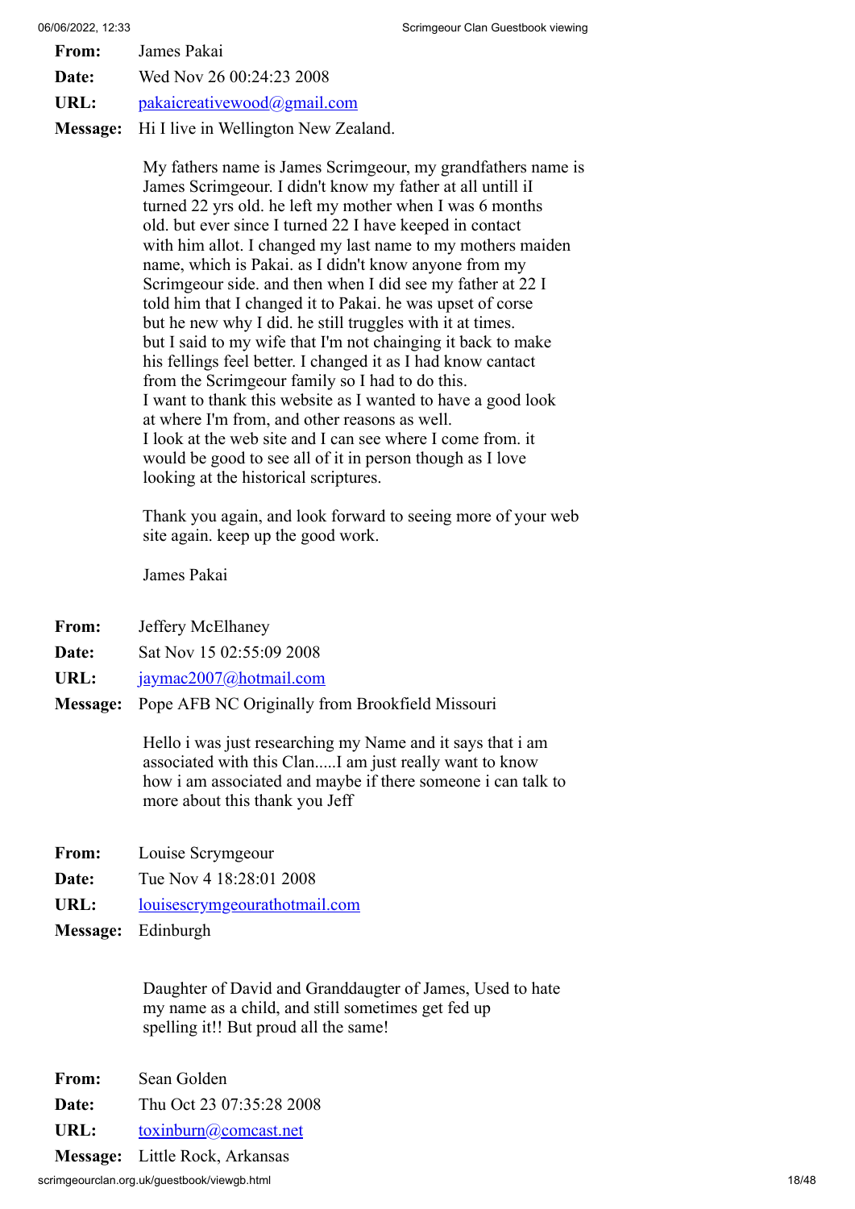**From:** James Pakai
**Date:** Wed Nov 26 00:24:23 2008
**URL:** pakaicreativewood@gmail.com
**Message:** Hi I live in Wellington New Zealand.

My fathers name is James Scrimgeour, my grandfathers name is James Scrimgeour. I didn't know my father at all untill iI turned 22 yrs old. he left my mother when I was 6 months old. but ever since I turned 22 I have keeped in contact with him allot. I changed my last name to my mothers maiden name, which is Pakai. as I didn't know anyone from my Scrimgeour side. and then when I did see my father at 22 I told him that I changed it to Pakai. he was upset of corse but he new why I did. he still truggles with it at times. but I said to my wife that I'm not chainging it back to make his fellings feel better. I changed it as I had know cantact from the Scrimgeour family so I had to do this.
I want to thank this website as I wanted to have a good look at where I'm from, and other reasons as well.
I look at the web site and I can see where I come from. it would be good to see all of it in person though as I love looking at the historical scriptures.

Thank you again, and look forward to seeing more of your web site again. keep up the good work.

James Pakai

**From:** Jeffery McElhaney
**Date:** Sat Nov 15 02:55:09 2008
**URL:** jaymac2007@hotmail.com
**Message:** Pope AFB NC Originally from Brookfield Missouri

Hello i was just researching my Name and it says that i am associated with this Clan.....I am just really want to know how i am associated and maybe if there someone i can talk to more about this thank you Jeff

**From:** Louise Scrymgeour
**Date:** Tue Nov 4 18:28:01 2008
**URL:** louisescrymgeourathotmail.com
**Message:** Edinburgh

Daughter of David and Granddaugter of James, Used to hate my name as a child, and still sometimes get fed up spelling it!! But proud all the same!

**From:** Sean Golden
**Date:** Thu Oct 23 07:35:28 2008
**URL:** toxinburn@comcast.net
**Message:** Little Rock, Arkansas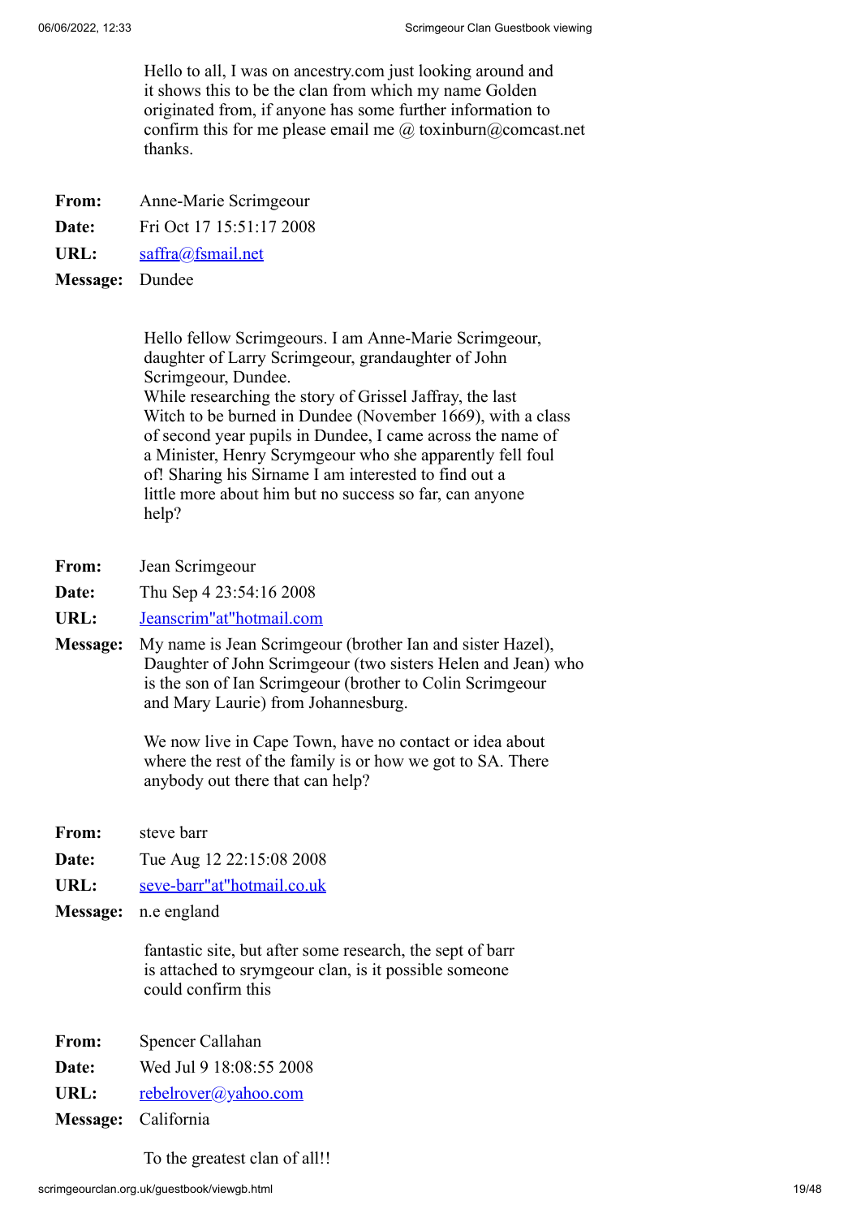Hello to all, I was on ancestry.com just looking around and it shows this to be the clan from which my name Golden originated from, if anyone has some further information to confirm this for me please email me @ toxinburn@comcast.net thanks.

**From:** Anne-Marie Scrimgeour

**Date:** Fri Oct 17 15:51:17 2008

**URL:** saffra@fsmail.net

**Message:** Dundee

Hello fellow Scrimgeours. I am Anne-Marie Scrimgeour, daughter of Larry Scrimgeour, grandaughter of John Scrimgeour, Dundee.
While researching the story of Grissel Jaffray, the last Witch to be burned in Dundee (November 1669), with a class of second year pupils in Dundee, I came across the name of a Minister, Henry Scrymgeour who she apparently fell foul of! Sharing his Sirname I am interested to find out a little more about him but no success so far, can anyone help?

**From:** Jean Scrimgeour

**Date:** Thu Sep 4 23:54:16 2008

**URL:** Jeanscrim"at"hotmail.com

**Message:** My name is Jean Scrimgeour (brother Ian and sister Hazel), Daughter of John Scrimgeour (two sisters Helen and Jean) who is the son of Ian Scrimgeour (brother to Colin Scrimgeour and Mary Laurie) from Johannesburg.

We now live in Cape Town, have no contact or idea about where the rest of the family is or how we got to SA. There anybody out there that can help?

**From:** steve barr

**Date:** Tue Aug 12 22:15:08 2008

**URL:** seve-barr"at"hotmail.co.uk

**Message:** n.e england

fantastic site, but after some research, the sept of barr is attached to srymgeour clan, is it possible someone could confirm this

**From:** Spencer Callahan

**Date:** Wed Jul 9 18:08:55 2008

**URL:** rebelrover@yahoo.com

**Message:** California

To the greatest clan of all!!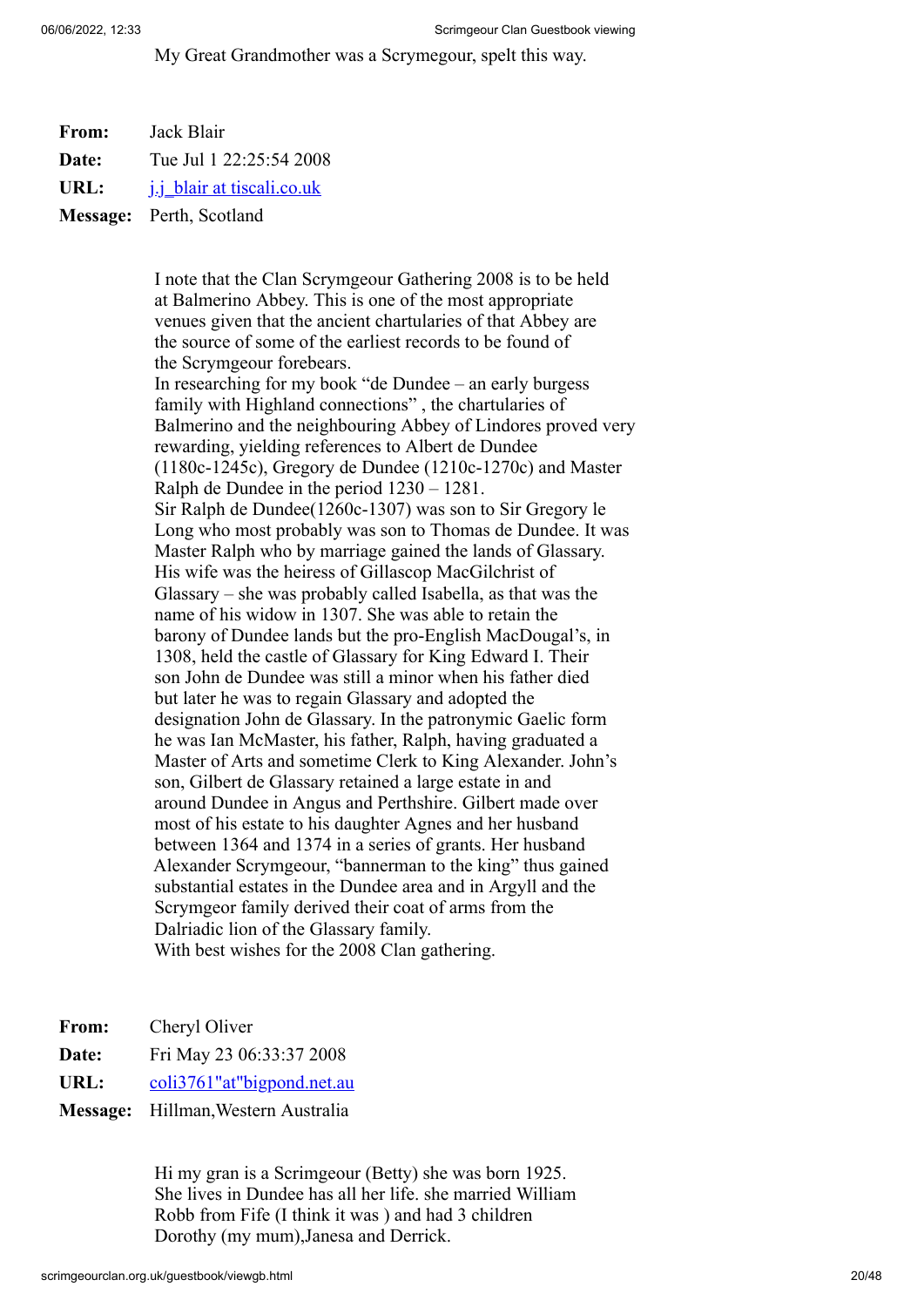My Great Grandmother was a Scrymegour, spelt this way.

|  |  |
|---|---|
| **From:** | Jack Blair |
| **Date:** | Tue Jul 1 22:25:54 2008 |
| **URL:** | j.j_blair at tiscali.co.uk |
| **Message:** | Perth, Scotland |

I note that the Clan Scrymgeour Gathering 2008 is to be held at Balmerino Abbey. This is one of the most appropriate venues given that the ancient chartularies of that Abbey are the source of some of the earliest records to be found of the Scrymgeour forebears.
In researching for my book “de Dundee – an early burgess family with Highland connections” , the chartularies of Balmerino and the neighbouring Abbey of Lindores proved very rewarding, yielding references to Albert de Dundee (1180c-1245c), Gregory de Dundee (1210c-1270c) and Master Ralph de Dundee in the period 1230 – 1281.
Sir Ralph de Dundee(1260c-1307) was son to Sir Gregory le Long who most probably was son to Thomas de Dundee. It was Master Ralph who by marriage gained the lands of Glassary. His wife was the heiress of Gillascop MacGilchrist of Glassary – she was probably called Isabella, as that was the name of his widow in 1307. She was able to retain the barony of Dundee lands but the pro-English MacDougal’s, in 1308, held the castle of Glassary for King Edward I. Their son John de Dundee was still a minor when his father died but later he was to regain Glassary and adopted the designation John de Glassary. In the patronymic Gaelic form he was Ian McMaster, his father, Ralph, having graduated a Master of Arts and sometime Clerk to King Alexander. John’s son, Gilbert de Glassary retained a large estate in and around Dundee in Angus and Perthshire. Gilbert made over most of his estate to his daughter Agnes and her husband between 1364 and 1374 in a series of grants. Her husband Alexander Scrymgeour, “bannerman to the king” thus gained substantial estates in the Dundee area and in Argyll and the Scrymgeor family derived their coat of arms from the Dalriadic lion of the Glassary family.
With best wishes for the 2008 Clan gathering.

|  |  |
|---|---|
| **From:** | Cheryl Oliver |
| **Date:** | Fri May 23 06:33:37 2008 |
| **URL:** | coli3761"at"bigpond.net.au |
| **Message:** | Hillman,Western Australia |

Hi my gran is a Scrimgeour (Betty) she was born 1925. She lives in Dundee has all her life. she married William Robb from Fife (I think it was ) and had 3 children Dorothy (my mum),Janesa and Derrick.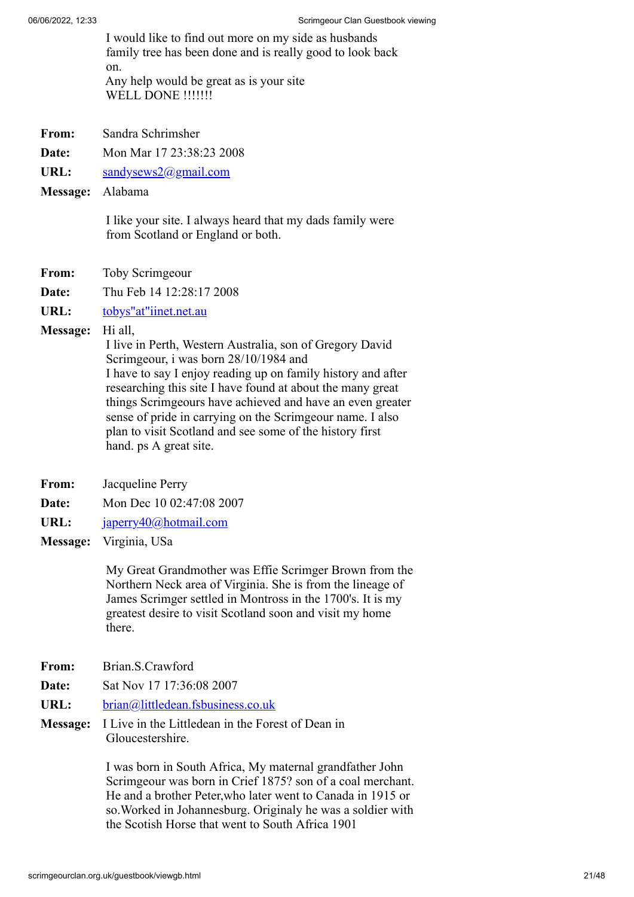I would like to find out more on my side as husbands family tree has been done and is really good to look back on.
Any help would be great as is your site
WELL DONE !!!!!!!

**From:** Sandra Schrimsher
**Date:** Mon Mar 17 23:38:23 2008
**URL:** sandysews2@gmail.com
**Message:** Alabama

I like your site. I always heard that my dads family were from Scotland or England or both.

**From:** Toby Scrimgeour
**Date:** Thu Feb 14 12:28:17 2008
**URL:** tobys"at"iinet.net.au
**Message:** Hi all,
I live in Perth, Western Australia, son of Gregory David Scrimgeour, i was born 28/10/1984 and
I have to say I enjoy reading up on family history and after researching this site I have found at about the many great things Scrimgeours have achieved and have an even greater sense of pride in carrying on the Scrimgeour name. I also plan to visit Scotland and see some of the history first hand. ps A great site.

**From:** Jacqueline Perry
**Date:** Mon Dec 10 02:47:08 2007
**URL:** japerry40@hotmail.com
**Message:** Virginia, USa

My Great Grandmother was Effie Scrimger Brown from the Northern Neck area of Virginia. She is from the lineage of James Scrimger settled in Montross in the 1700's. It is my greatest desire to visit Scotland soon and visit my home there.

**From:** Brian.S.Crawford
**Date:** Sat Nov 17 17:36:08 2007
**URL:** brian@littledean.fsbusiness.co.uk
**Message:** I Live in the Littledean in the Forest of Dean in Gloucestershire.

I was born in South Africa, My maternal grandfather John Scrimgeour was born in Crief 1875? son of a coal merchant. He and a brother Peter,who later went to Canada in 1915 or so.Worked in Johannesburg. Originaly he was a soldier with the Scotish Horse that went to South Africa 1901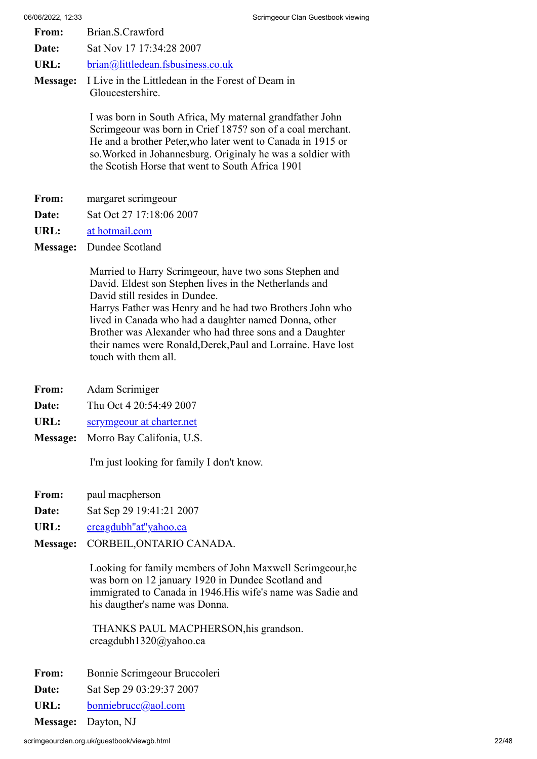**From:** Brian.S.Crawford

**Date:** Sat Nov 17 17:34:28 2007

**URL:** brian@littledean.fsbusiness.co.uk

**Message:** I Live in the Littledean in the Forest of Deam in Gloucestershire.

I was born in South Africa, My maternal grandfather John Scrimgeour was born in Crief 1875? son of a coal merchant. He and a brother Peter,who later went to Canada in 1915 or so.Worked in Johannesburg. Originaly he was a soldier with the Scotish Horse that went to South Africa 1901

**From:** margaret scrimgeour

**Date:** Sat Oct 27 17:18:06 2007

**URL:** at hotmail.com

**Message:** Dundee Scotland

Married to Harry Scrimgeour, have two sons Stephen and David. Eldest son Stephen lives in the Netherlands and David still resides in Dundee.
Harrys Father was Henry and he had two Brothers John who lived in Canada who had a daughter named Donna, other Brother was Alexander who had three sons and a Daughter their names were Ronald,Derek,Paul and Lorraine. Have lost touch with them all.

**From:** Adam Scrimiger

**Date:** Thu Oct 4 20:54:49 2007

**URL:** scrymgeour at charter.net

**Message:** Morro Bay Califonia, U.S.

I'm just looking for family I don't know.

**From:** paul macpherson

**Date:** Sat Sep 29 19:41:21 2007

**URL:** creagdubh"at"yahoo.ca

**Message:** CORBEIL,ONTARIO CANADA.

Looking for family members of John Maxwell Scrimgeour,he was born on 12 january 1920 in Dundee Scotland and immigrated to Canada in 1946.His wife's name was Sadie and his daugther's name was Donna.

THANKS PAUL MACPHERSON,his grandson.
creagdubh1320@yahoo.ca

**From:** Bonnie Scrimgeour Bruccoleri

**Date:** Sat Sep 29 03:29:37 2007

**URL:** bonniebrucc@aol.com

**Message:** Dayton, NJ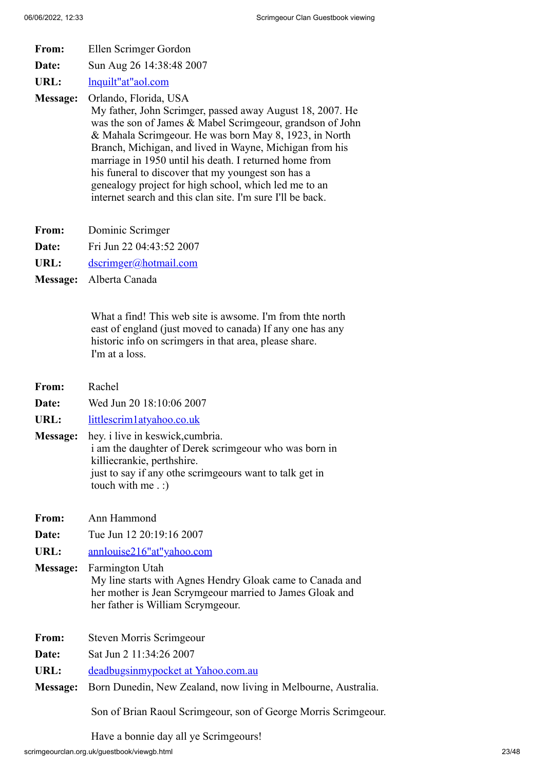**From:** Ellen Scrimger Gordon

**Date:** Sun Aug 26 14:38:48 2007

**URL:** lnquilt"at"aol.com

**Message:** Orlando, Florida, USA
My father, John Scrimger, passed away August 18, 2007. He was the son of James & Mabel Scrimgeour, grandson of John & Mahala Scrimgeour. He was born May 8, 1923, in North Branch, Michigan, and lived in Wayne, Michigan from his marriage in 1950 until his death. I returned home from his funeral to discover that my youngest son has a genealogy project for high school, which led me to an internet search and this clan site. I'm sure I'll be back.

**From:** Dominic Scrimger

**Date:** Fri Jun 22 04:43:52 2007

**URL:** dscrimger@hotmail.com

**Message:** Alberta Canada

What a find! This web site is awsome. I'm from thte north east of england (just moved to canada) If any one has any historic info on scrimgers in that area, please share. I'm at a loss.

**From:** Rachel

**Date:** Wed Jun 20 18:10:06 2007

**URL:** littlescrim1atyahoo.co.uk

**Message:** hey. i live in keswick,cumbria.
i am the daughter of Derek scrimgeour who was born in killiecrankie, perthshire.
just to say if any othe scrimgeours want to talk get in touch with me . :)

**From:** Ann Hammond

**Date:** Tue Jun 12 20:19:16 2007

**URL:** annlouise216"at"yahoo.com

**Message:** Farmington Utah
My line starts with Agnes Hendry Gloak came to Canada and her mother is Jean Scrymgeour married to James Gloak and her father is William Scrymgeour.

**From:** Steven Morris Scrimgeour

**Date:** Sat Jun 2 11:34:26 2007

**URL:** deadbugsinmypocket at Yahoo.com.au

**Message:** Born Dunedin, New Zealand, now living in Melbourne, Australia.

Son of Brian Raoul Scrimgeour, son of George Morris Scrimgeour.

Have a bonnie day all ye Scrimgeours!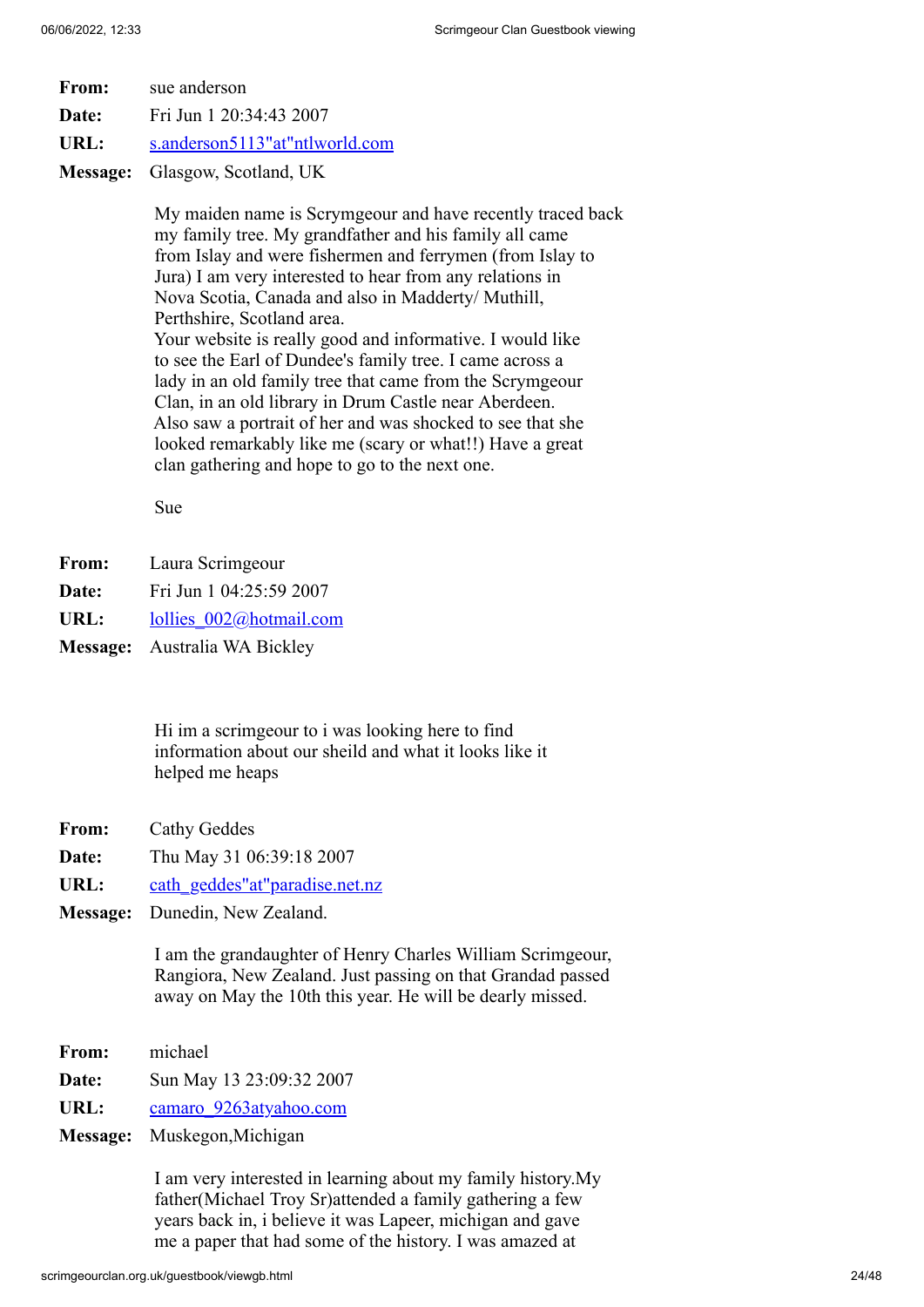**From:** sue anderson

**Date:** Fri Jun 1 20:34:43 2007

**URL:** s.anderson5113"at"ntlworld.com

**Message:** Glasgow, Scotland, UK

My maiden name is Scrymgeour and have recently traced back my family tree. My grandfather and his family all came from Islay and were fishermen and ferrymen (from Islay to Jura) I am very interested to hear from any relations in Nova Scotia, Canada and also in Madderty/ Muthill, Perthshire, Scotland area.
Your website is really good and informative. I would like to see the Earl of Dundee's family tree. I came across a lady in an old family tree that came from the Scrymgeour Clan, in an old library in Drum Castle near Aberdeen. Also saw a portrait of her and was shocked to see that she looked remarkably like me (scary or what!!) Have a great clan gathering and hope to go to the next one.

Sue

**From:** Laura Scrimgeour

**Date:** Fri Jun 1 04:25:59 2007

**URL:** lollies_002@hotmail.com

**Message:** Australia WA Bickley

Hi im a scrimgeour to i was looking here to find information about our sheild and what it looks like it helped me heaps

**From:** Cathy Geddes

**Date:** Thu May 31 06:39:18 2007

**URL:** cath_geddes"at"paradise.net.nz

**Message:** Dunedin, New Zealand.

I am the grandaughter of Henry Charles William Scrimgeour, Rangiora, New Zealand. Just passing on that Grandad passed away on May the 10th this year. He will be dearly missed.

**From:** michael

**Date:** Sun May 13 23:09:32 2007

**URL:** camaro_9263atyahoo.com

**Message:** Muskegon,Michigan

I am very interested in learning about my family history.My father(Michael Troy Sr)attended a family gathering a few years back in, i believe it was Lapeer, michigan and gave me a paper that had some of the history. I was amazed at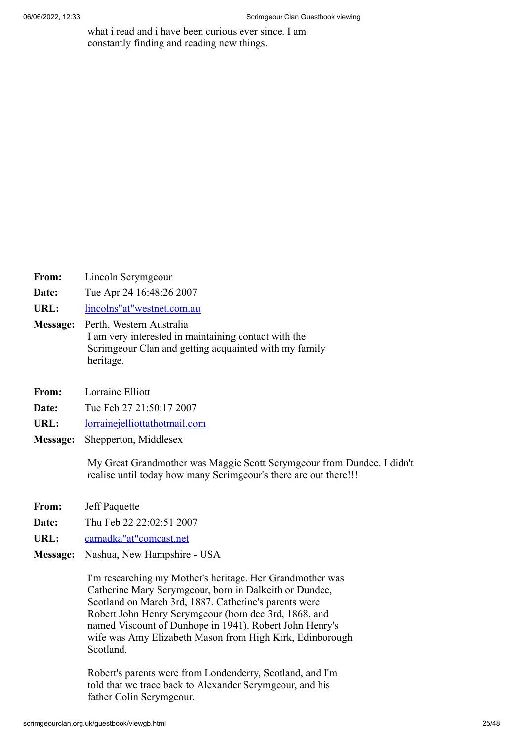what i read and i have been curious ever since. I am constantly finding and reading new things.

**From:** Lincoln Scrymgeour
**Date:** Tue Apr 24 16:48:26 2007
**URL:** lincolns"at"westnet.com.au
**Message:** Perth, Western Australia
I am very interested in maintaining contact with the Scrimgeour Clan and getting acquainted with my family heritage.

**From:** Lorraine Elliott
**Date:** Tue Feb 27 21:50:17 2007
**URL:** lorrainejelliottathotmail.com
**Message:** Shepperton, Middlesex

My Great Grandmother was Maggie Scott Scrymgeour from Dundee. I didn't realise until today how many Scrimgeour's there are out there!!!

**From:** Jeff Paquette
**Date:** Thu Feb 22 22:02:51 2007
**URL:** camadka"at"comcast.net
**Message:** Nashua, New Hampshire - USA

I'm researching my Mother's heritage. Her Grandmother was Catherine Mary Scrymgeour, born in Dalkeith or Dundee, Scotland on March 3rd, 1887. Catherine's parents were Robert John Henry Scrymgeour (born dec 3rd, 1868, and named Viscount of Dunhope in 1941). Robert John Henry's wife was Amy Elizabeth Mason from High Kirk, Edinborough Scotland.

Robert's parents were from Londenderry, Scotland, and I'm told that we trace back to Alexander Scrymgeour, and his father Colin Scrymgeour.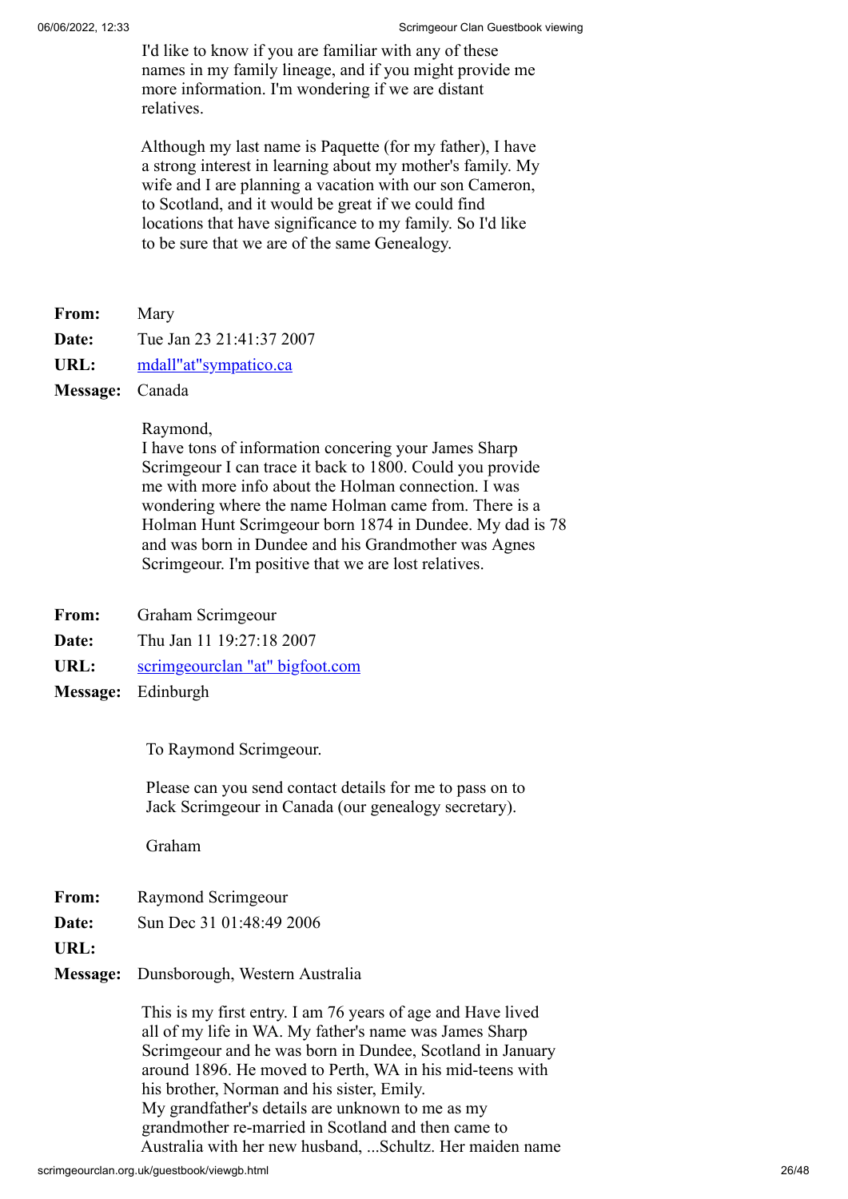I'd like to know if you are familiar with any of these names in my family lineage, and if you might provide me more information. I'm wondering if we are distant relatives.

Although my last name is Paquette (for my father), I have a strong interest in learning about my mother's family. My wife and I are planning a vacation with our son Cameron, to Scotland, and it would be great if we could find locations that have significance to my family. So I'd like to be sure that we are of the same Genealogy.

**From:** Mary
**Date:** Tue Jan 23 21:41:37 2007
**URL:** mdall"at"sympatico.ca
**Message:** Canada

Raymond,
I have tons of information concering your James Sharp Scrimgeour I can trace it back to 1800. Could you provide me with more info about the Holman connection. I was wondering where the name Holman came from. There is a Holman Hunt Scrimgeour born 1874 in Dundee. My dad is 78 and was born in Dundee and his Grandmother was Agnes Scrimgeour. I'm positive that we are lost relatives.

**From:** Graham Scrimgeour
**Date:** Thu Jan 11 19:27:18 2007
**URL:** scrimgeourclan "at" bigfoot.com
**Message:** Edinburgh

To Raymond Scrimgeour.

Please can you send contact details for me to pass on to Jack Scrimgeour in Canada (our genealogy secretary).

Graham

**From:** Raymond Scrimgeour
**Date:** Sun Dec 31 01:48:49 2006
**URL:**
**Message:** Dunsborough, Western Australia

This is my first entry. I am 76 years of age and Have lived all of my life in WA. My father's name was James Sharp Scrimgeour and he was born in Dundee, Scotland in January around 1896. He moved to Perth, WA in his mid-teens with his brother, Norman and his sister, Emily.
My grandfather's details are unknown to me as my grandmother re-married in Scotland and then came to Australia with her new husband, ...Schultz. Her maiden name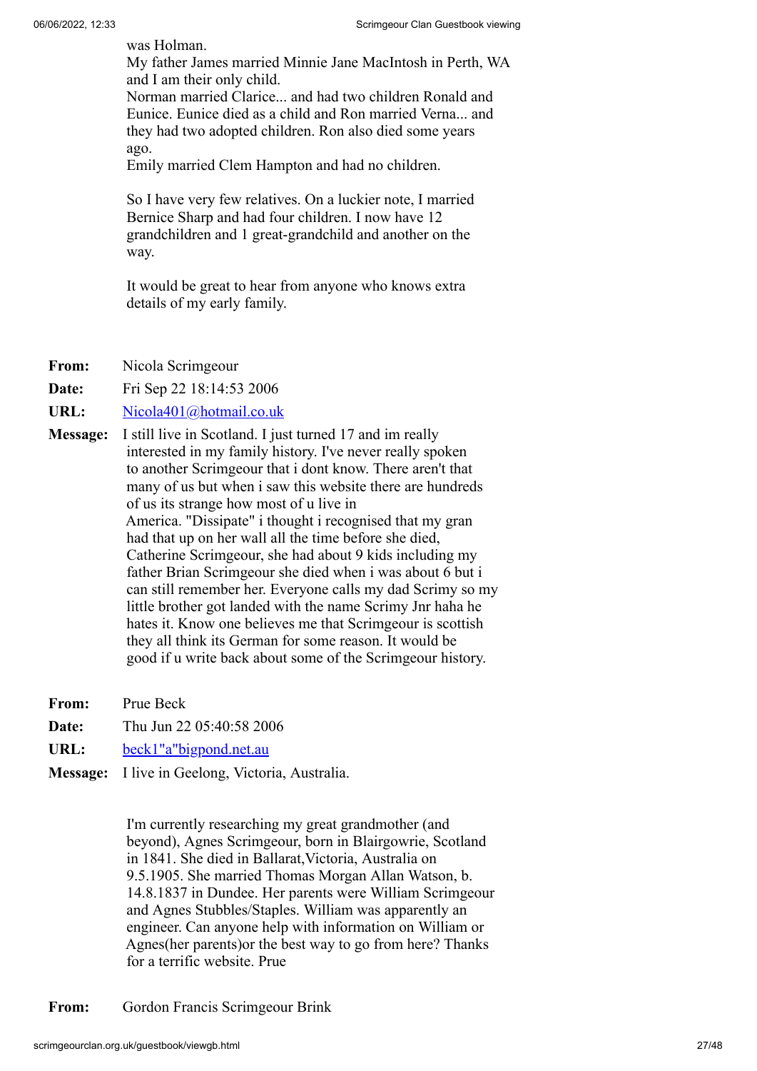was Holman.
My father James married Minnie Jane MacIntosh in Perth, WA and I am their only child.
Norman married Clarice... and had two children Ronald and Eunice. Eunice died as a child and Ron married Verna... and they had two adopted children. Ron also died some years ago.
Emily married Clem Hampton and had no children.

So I have very few relatives. On a luckier note, I married Bernice Sharp and had four children. I now have 12 grandchildren and 1 great-grandchild and another on the way.

It would be great to hear from anyone who knows extra details of my early family.

**From:** Nicola Scrimgeour

**Date:** Fri Sep 22 18:14:53 2006

**URL:** Nicola401@hotmail.co.uk

**Message:** I still live in Scotland. I just turned 17 and im really interested in my family history. I've never really spoken to another Scrimgeour that i dont know. There aren't that many of us but when i saw this website there are hundreds of us its strange how most of u live in America. "Dissipate" i thought i recognised that my gran had that up on her wall all the time before she died, Catherine Scrimgeour, she had about 9 kids including my father Brian Scrimgeour she died when i was about 6 but i can still remember her. Everyone calls my dad Scrimy so my little brother got landed with the name Scrimy Jnr haha he hates it. Know one believes me that Scrimgeour is scottish they all think its German for some reason. It would be good if u write back about some of the Scrimgeour history.

**From:** Prue Beck

**Date:** Thu Jun 22 05:40:58 2006

**URL:** beck1"a"bigpond.net.au

**Message:** I live in Geelong, Victoria, Australia.

I'm currently researching my great grandmother (and beyond), Agnes Scrimgeour, born in Blairgowrie, Scotland in 1841. She died in Ballarat,Victoria, Australia on 9.5.1905. She married Thomas Morgan Allan Watson, b. 14.8.1837 in Dundee. Her parents were William Scrimgeour and Agnes Stubbles/Staples. William was apparently an engineer. Can anyone help with information on William or Agnes(her parents)or the best way to go from here? Thanks for a terrific website. Prue

**From:** Gordon Francis Scrimgeour Brink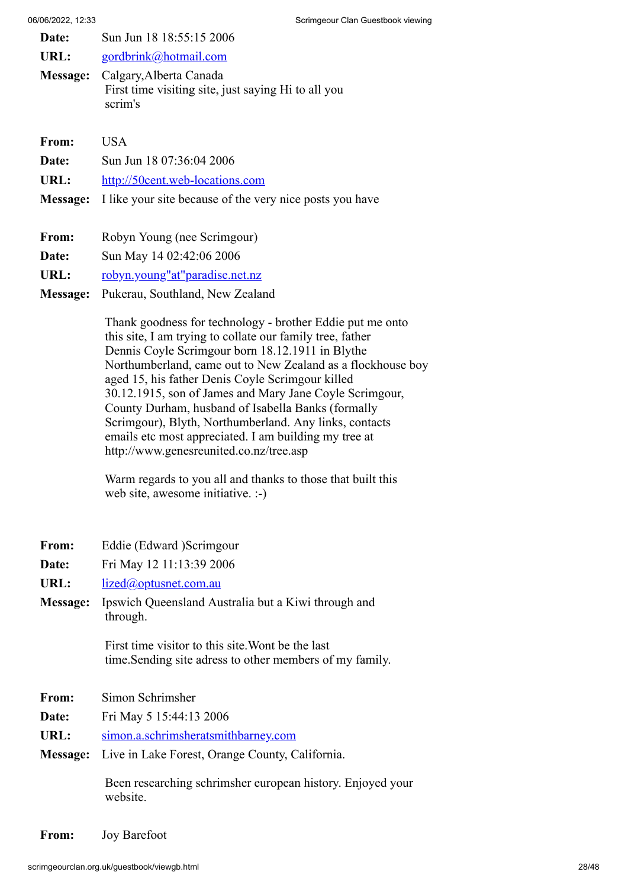**Date:** Sun Jun 18 18:55:15 2006

**URL:** gordbrink@hotmail.com

**Message:** Calgary,Alberta Canada
First time visiting site, just saying Hi to all you scrim's

**From:** USA

**Date:** Sun Jun 18 07:36:04 2006

**URL:** http://50cent.web-locations.com

**Message:** I like your site because of the very nice posts you have

**From:** Robyn Young (nee Scrimgour)

**Date:** Sun May 14 02:42:06 2006

**URL:** robyn.young"at"paradise.net.nz

**Message:** Pukerau, Southland, New Zealand

Thank goodness for technology - brother Eddie put me onto this site, I am trying to collate our family tree, father Dennis Coyle Scrimgour born 18.12.1911 in Blythe Northumberland, came out to New Zealand as a flockhouse boy aged 15, his father Denis Coyle Scrimgour killed 30.12.1915, son of James and Mary Jane Coyle Scrimgour, County Durham, husband of Isabella Banks (formally Scrimgour), Blyth, Northumberland. Any links, contacts emails etc most appreciated. I am building my tree at http://www.genesreunited.co.nz/tree.asp

Warm regards to you all and thanks to those that built this web site, awesome initiative. :-)

**From:** Eddie (Edward )Scrimgour

**Date:** Fri May 12 11:13:39 2006

**URL:** lized@optusnet.com.au

**Message:** Ipswich Queensland Australia but a Kiwi through and through.

First time visitor to this site.Wont be the last time.Sending site adress to other members of my family.

**From:** Simon Schrimsher

**Date:** Fri May 5 15:44:13 2006

**URL:** simon.a.schrimsheratsmithbarney.com

**Message:** Live in Lake Forest, Orange County, California.

Been researching schrimsher european history. Enjoyed your website.

**From:** Joy Barefoot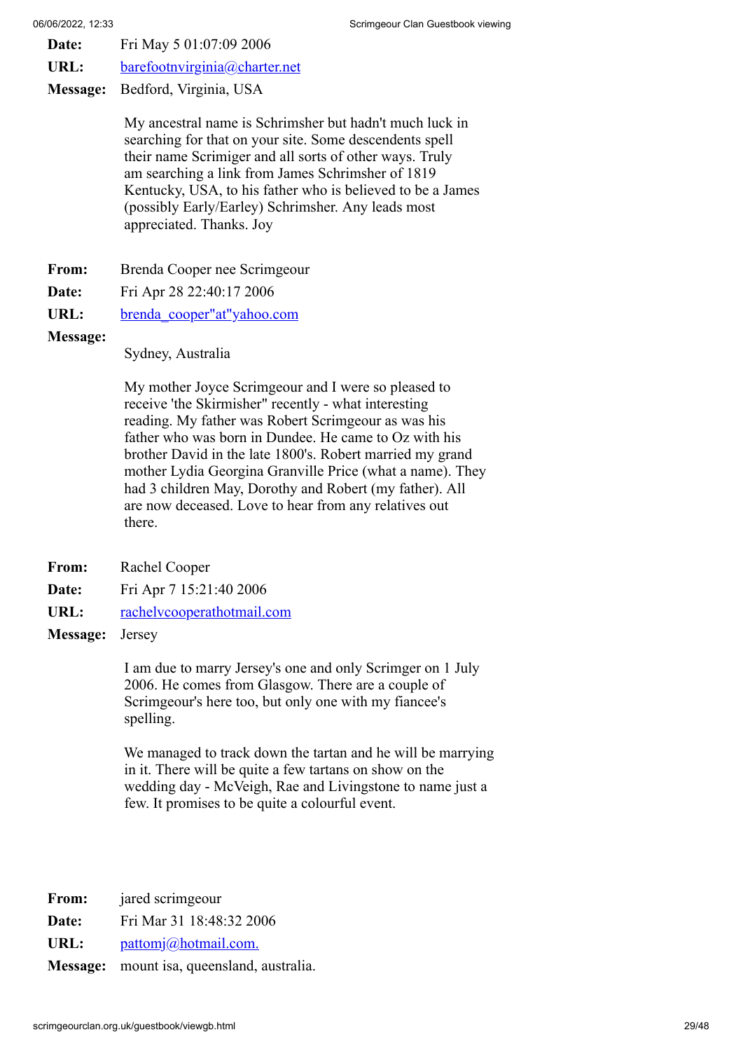**Date:** Fri May 5 01:07:09 2006

**URL:** barefootnvirginia@charter.net

**Message:** Bedford, Virginia, USA

My ancestral name is Schrimsher but hadn't much luck in searching for that on your site. Some descendents spell their name Scrimiger and all sorts of other ways. Truly am searching a link from James Schrimsher of 1819 Kentucky, USA, to his father who is believed to be a James (possibly Early/Earley) Schrimsher. Any leads most appreciated. Thanks. Joy

**From:** Brenda Cooper nee Scrimgeour

**Date:** Fri Apr 28 22:40:17 2006

**URL:** brenda_cooper"at"yahoo.com

**Message:**

Sydney, Australia

My mother Joyce Scrimgeour and I were so pleased to receive 'the Skirmisher" recently - what interesting reading. My father was Robert Scrimgeour as was his father who was born in Dundee. He came to Oz with his brother David in the late 1800's. Robert married my grand mother Lydia Georgina Granville Price (what a name). They had 3 children May, Dorothy and Robert (my father). All are now deceased. Love to hear from any relatives out there.

**From:** Rachel Cooper

**Date:** Fri Apr 7 15:21:40 2006

**URL:** rachelvcooperathotmail.com

**Message:** Jersey

I am due to marry Jersey's one and only Scrimger on 1 July 2006. He comes from Glasgow. There are a couple of Scrimgeour's here too, but only one with my fiancee's spelling.

We managed to track down the tartan and he will be marrying in it. There will be quite a few tartans on show on the wedding day - McVeigh, Rae and Livingstone to name just a few. It promises to be quite a colourful event.

**From:** jared scrimgeour

**Date:** Fri Mar 31 18:48:32 2006

**URL:** pattomj@hotmail.com.

**Message:** mount isa, queensland, australia.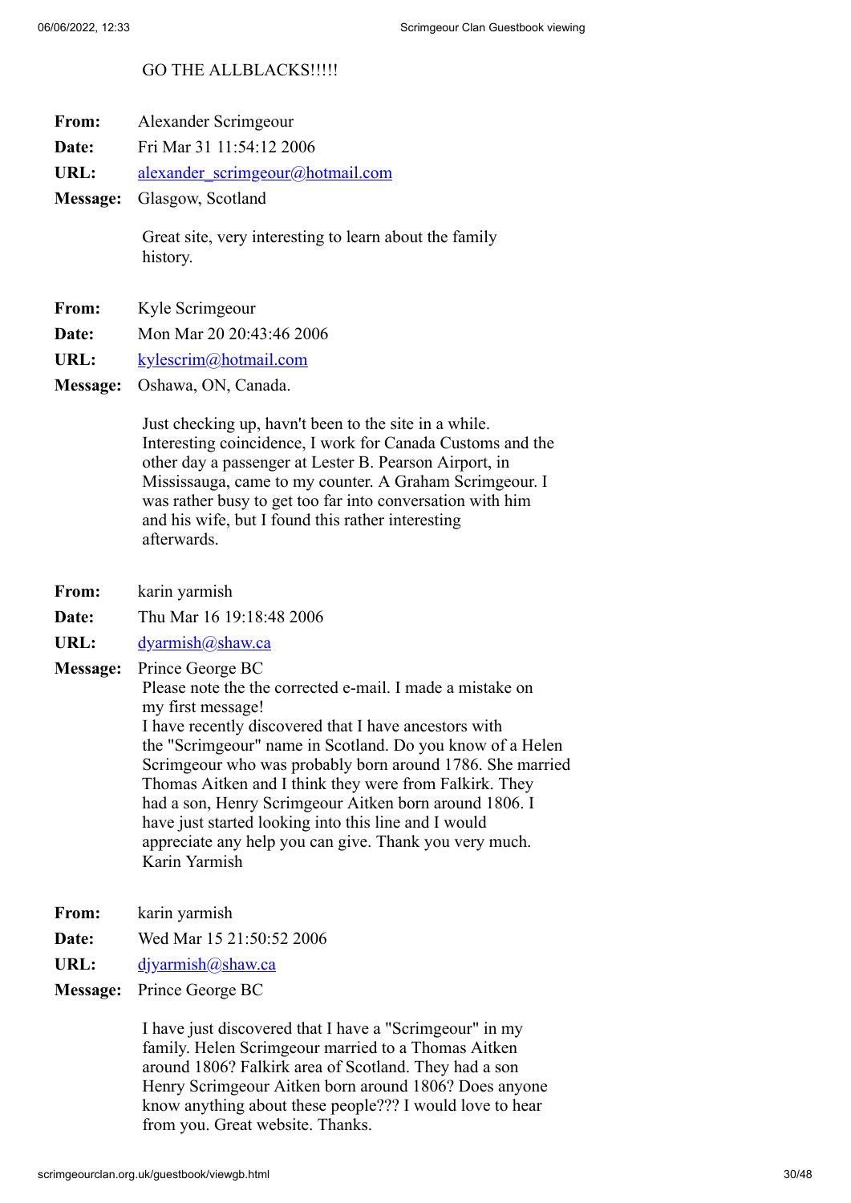GO THE ALLBLACKS!!!!!

**From:** Alexander Scrimgeour
**Date:** Fri Mar 31 11:54:12 2006
**URL:** alexander_scrimgeour@hotmail.com
**Message:** Glasgow, Scotland

Great site, very interesting to learn about the family history.

**From:** Kyle Scrimgeour
**Date:** Mon Mar 20 20:43:46 2006
**URL:** kylescrim@hotmail.com
**Message:** Oshawa, ON, Canada.

Just checking up, havn't been to the site in a while. Interesting coincidence, I work for Canada Customs and the other day a passenger at Lester B. Pearson Airport, in Mississauga, came to my counter. A Graham Scrimgeour. I was rather busy to get too far into conversation with him and his wife, but I found this rather interesting afterwards.

**From:** karin yarmish
**Date:** Thu Mar 16 19:18:48 2006
**URL:** dyarmish@shaw.ca
**Message:** Prince George BC
Please note the the corrected e-mail. I made a mistake on my first message!
I have recently discovered that I have ancestors with the "Scrimgeour" name in Scotland. Do you know of a Helen Scrimgeour who was probably born around 1786. She married Thomas Aitken and I think they were from Falkirk. They had a son, Henry Scrimgeour Aitken born around 1806. I have just started looking into this line and I would appreciate any help you can give. Thank you very much.
Karin Yarmish

**From:** karin yarmish
**Date:** Wed Mar 15 21:50:52 2006
**URL:** djyarmish@shaw.ca
**Message:** Prince George BC

I have just discovered that I have a "Scrimgeour" in my family. Helen Scrimgeour married to a Thomas Aitken around 1806? Falkirk area of Scotland. They had a son Henry Scrimgeour Aitken born around 1806? Does anyone know anything about these people??? I would love to hear from you. Great website. Thanks.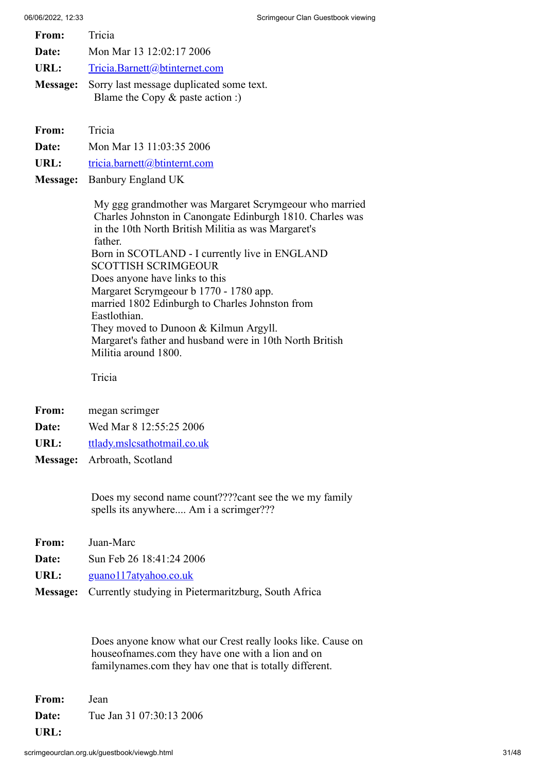**From:** Tricia
**Date:** Mon Mar 13 12:02:17 2006
**URL:** Tricia.Barnett@btinternet.com
**Message:** Sorry last message duplicated some text.
Blame the Copy & paste action :)

**From:** Tricia
**Date:** Mon Mar 13 11:03:35 2006
**URL:** tricia.barnett@btinternt.com
**Message:** Banbury England UK

My ggg grandmother was Margaret Scrymgeour who married Charles Johnston in Canongate Edinburgh 1810. Charles was in the 10th North British Militia as was Margaret's father.
Born in SCOTLAND - I currently live in ENGLAND
SCOTTISH SCRIMGEOUR
Does anyone have links to this
Margaret Scrymgeour b 1770 - 1780 app.
married 1802 Edinburgh to Charles Johnston from Eastlothian.
They moved to Dunoon & Kilmun Argyll.
Margaret's father and husband were in 10th North British Militia around 1800.

Tricia

**From:** megan scrimger
**Date:** Wed Mar 8 12:55:25 2006
**URL:** ttlady.mslcsathotmail.co.uk
**Message:** Arbroath, Scotland

Does my second name count????cant see the we my family spells its anywhere.... Am i a scrimger???

**From:** Juan-Marc
**Date:** Sun Feb 26 18:41:24 2006
**URL:** guano117atyahoo.co.uk
**Message:** Currently studying in Pietermaritzburg, South Africa

Does anyone know what our Crest really looks like. Cause on houseofnames.com they have one with a lion and on familynames.com they hav one that is totally different.

**From:** Jean
**Date:** Tue Jan 31 07:30:13 2006
**URL:**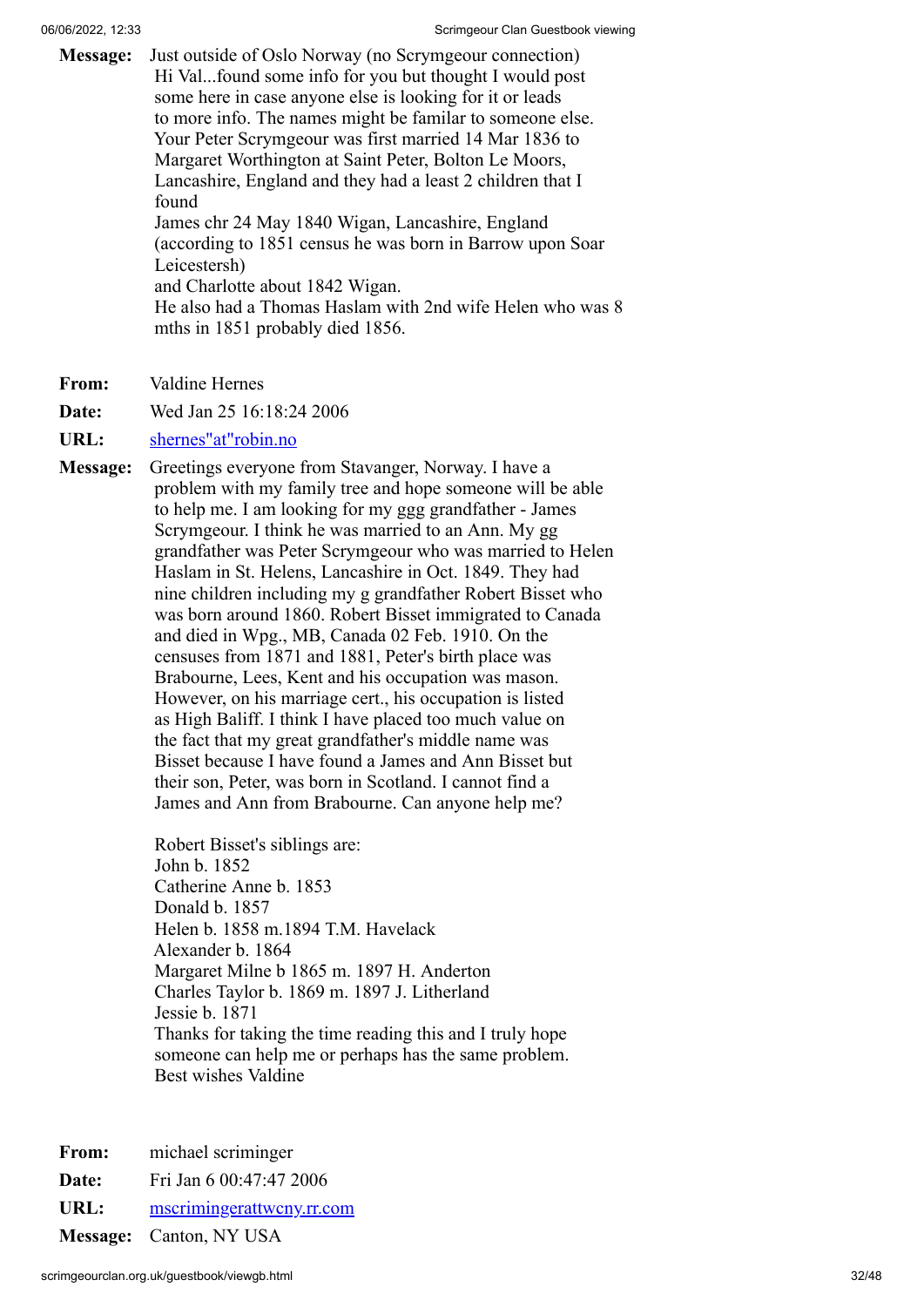**Message:** Just outside of Oslo Norway (no Scrymgeour connection)
Hi Val...found some info for you but thought I would post some here in case anyone else is looking for it or leads to more info. The names might be familar to someone else.
Your Peter Scrymgeour was first married 14 Mar 1836 to Margaret Worthington at Saint Peter, Bolton Le Moors, Lancashire, England and they had a least 2 children that I found
James chr 24 May 1840 Wigan, Lancashire, England (according to 1851 census he was born in Barrow upon Soar Leicestersh)
and Charlotte about 1842 Wigan.
He also had a Thomas Haslam with 2nd wife Helen who was 8 mths in 1851 probably died 1856.

**From:** Valdine Hernes

**Date:** Wed Jan 25 16:18:24 2006

**URL:** shernes"at"robin.no

**Message:** Greetings everyone from Stavanger, Norway. I have a problem with my family tree and hope someone will be able to help me. I am looking for my ggg grandfather - James Scrymgeour. I think he was married to an Ann. My gg grandfather was Peter Scrymgeour who was married to Helen Haslam in St. Helens, Lancashire in Oct. 1849. They had nine children including my g grandfather Robert Bisset who was born around 1860. Robert Bisset immigrated to Canada and died in Wpg., MB, Canada 02 Feb. 1910. On the censuses from 1871 and 1881, Peter's birth place was Brabourne, Lees, Kent and his occupation was mason. However, on his marriage cert., his occupation is listed as High Baliff. I think I have placed too much value on the fact that my great grandfather's middle name was Bisset because I have found a James and Ann Bisset but their son, Peter, was born in Scotland. I cannot find a James and Ann from Brabourne. Can anyone help me?

Robert Bisset's siblings are:
John b. 1852
Catherine Anne b. 1853
Donald b. 1857
Helen b. 1858 m.1894 T.M. Havelack
Alexander b. 1864
Margaret Milne b 1865 m. 1897 H. Anderton
Charles Taylor b. 1869 m. 1897 J. Litherland
Jessie b. 1871
Thanks for taking the time reading this and I truly hope someone can help me or perhaps has the same problem.
Best wishes Valdine

**From:** michael scriminger

**Date:** Fri Jan 6 00:47:47 2006

**URL:** mscrimingerattwcny.rr.com

**Message:** Canton, NY USA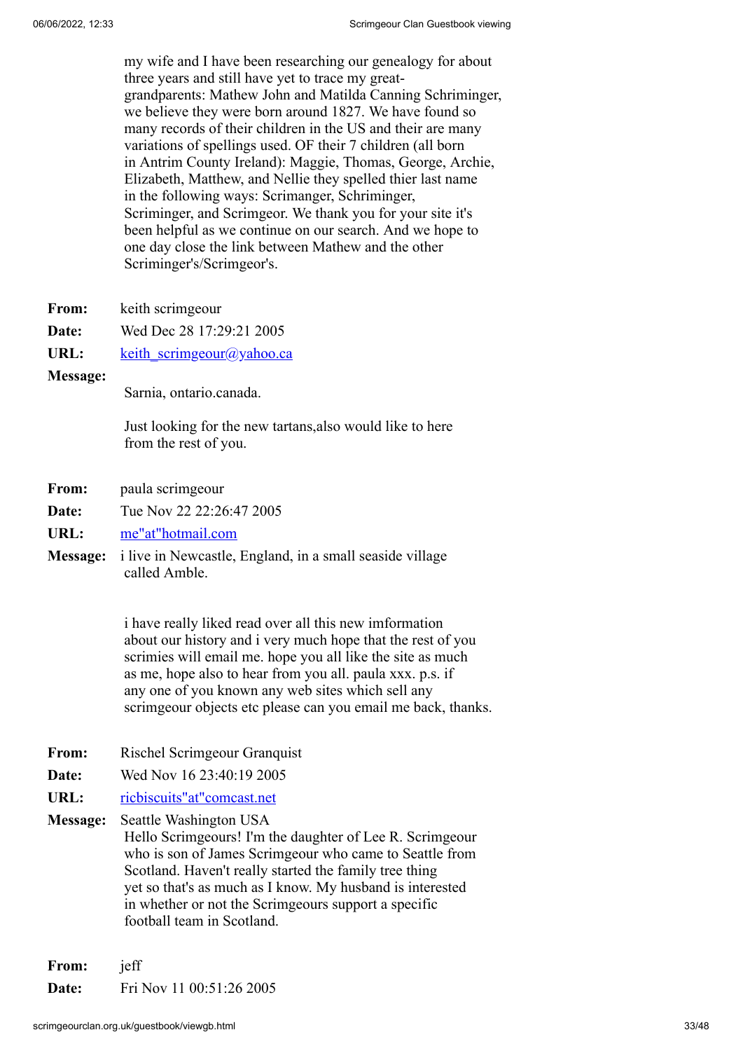my wife and I have been researching our genealogy for about three years and still have yet to trace my great-grandparents: Mathew John and Matilda Canning Schriminger, we believe they were born around 1827. We have found so many records of their children in the US and their are many variations of spellings used. OF their 7 children (all born in Antrim County Ireland): Maggie, Thomas, George, Archie, Elizabeth, Matthew, and Nellie they spelled thier last name in the following ways: Scrimanger, Schriminger, Scriminger, and Scrimgeor. We thank you for your site it's been helpful as we continue on our search. And we hope to one day close the link between Mathew and the other Scriminger's/Scrimgeor's.

**From:** keith scrimgeour
**Date:** Wed Dec 28 17:29:21 2005
**URL:** keith_scrimgeour@yahoo.ca
**Message:**

Sarnia, ontario.canada.

Just looking for the new tartans,also would like to here from the rest of you.

**From:** paula scrimgeour
**Date:** Tue Nov 22 22:26:47 2005
**URL:** me"at"hotmail.com
**Message:** i live in Newcastle, England, in a small seaside village called Amble.

i have really liked read over all this new imformation about our history and i very much hope that the rest of you scrimies will email me. hope you all like the site as much as me, hope also to hear from you all. paula xxx. p.s. if any one of you known any web sites which sell any scrimgeour objects etc please can you email me back, thanks.

**From:** Rischel Scrimgeour Granquist
**Date:** Wed Nov 16 23:40:19 2005
**URL:** ricbiscuits"at"comcast.net
**Message:** Seattle Washington USA
Hello Scrimgeours! I'm the daughter of Lee R. Scrimgeour who is son of James Scrimgeour who came to Seattle from Scotland. Haven't really started the family tree thing yet so that's as much as I know. My husband is interested in whether or not the Scrimgeours support a specific football team in Scotland.

**From:** jeff
**Date:** Fri Nov 11 00:51:26 2005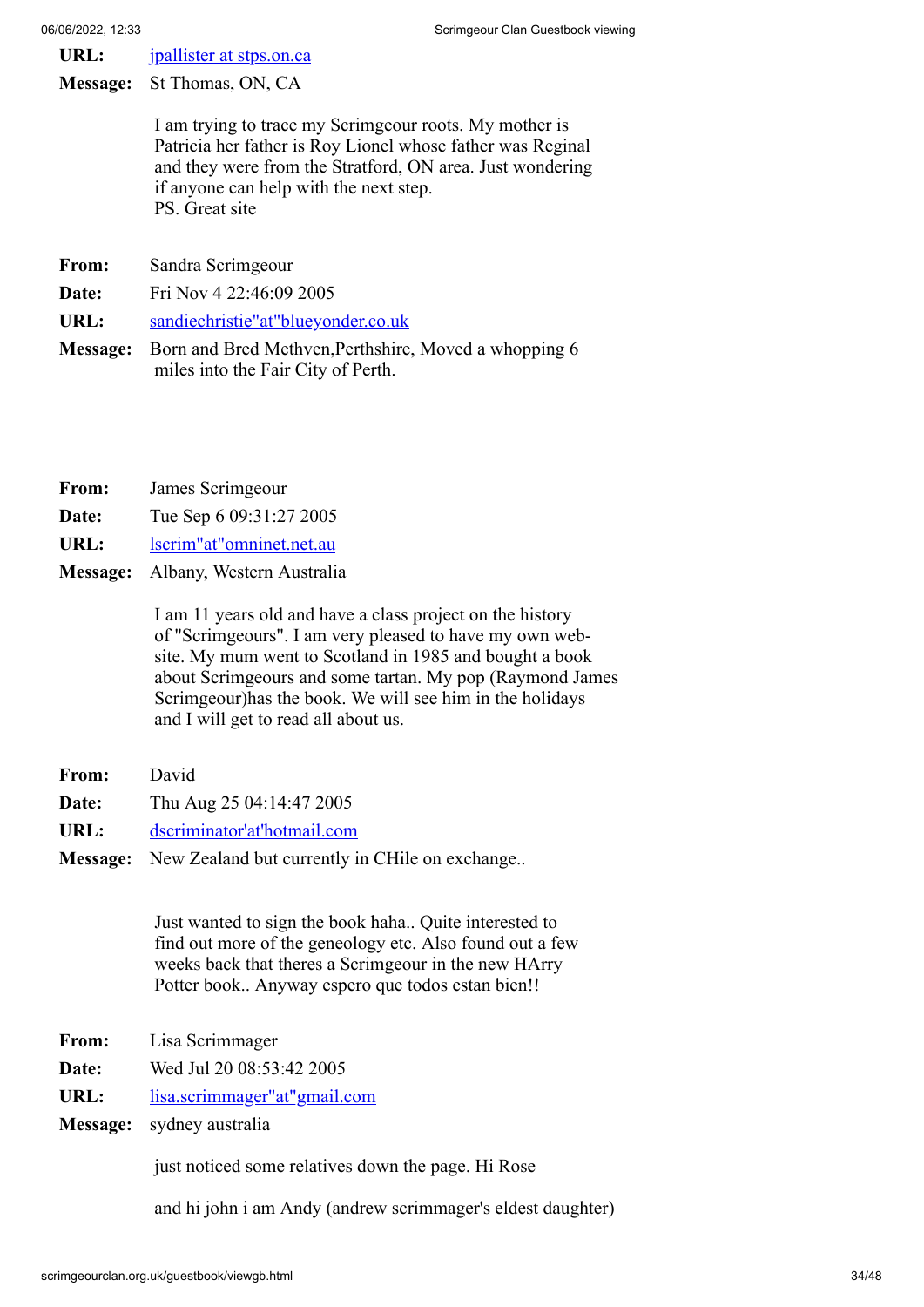**URL:** jpallister at stps.on.ca

**Message:** St Thomas, ON, CA

I am trying to trace my Scrimgeour roots. My mother is Patricia her father is Roy Lionel whose father was Reginal and they were from the Stratford, ON area. Just wondering if anyone can help with the next step.
PS. Great site

**From:** Sandra Scrimgeour

**Date:** Fri Nov 4 22:46:09 2005

**URL:** sandiechristie"at"blueyonder.co.uk

**Message:** Born and Bred Methven,Perthshire, Moved a whopping 6 miles into the Fair City of Perth.

**From:** James Scrimgeour

**Date:** Tue Sep 6 09:31:27 2005

**URL:** lscrim"at"omninet.net.au

**Message:** Albany, Western Australia

I am 11 years old and have a class project on the history of "Scrimgeours". I am very pleased to have my own web-site. My mum went to Scotland in 1985 and bought a book about Scrimgeours and some tartan. My pop (Raymond James Scrimgeour)has the book. We will see him in the holidays and I will get to read all about us.

**From:** David

**Date:** Thu Aug 25 04:14:47 2005

**URL:** dscriminator'at'hotmail.com

**Message:** New Zealand but currently in CHile on exchange..

Just wanted to sign the book haha.. Quite interested to find out more of the geneology etc. Also found out a few weeks back that theres a Scrimgeour in the new HArry Potter book.. Anyway espero que todos estan bien!!

**From:** Lisa Scrimmager

**Date:** Wed Jul 20 08:53:42 2005

**URL:** lisa.scrimmager"at"gmail.com

**Message:** sydney australia

just noticed some relatives down the page. Hi Rose

and hi john i am Andy (andrew scrimmager's eldest daughter)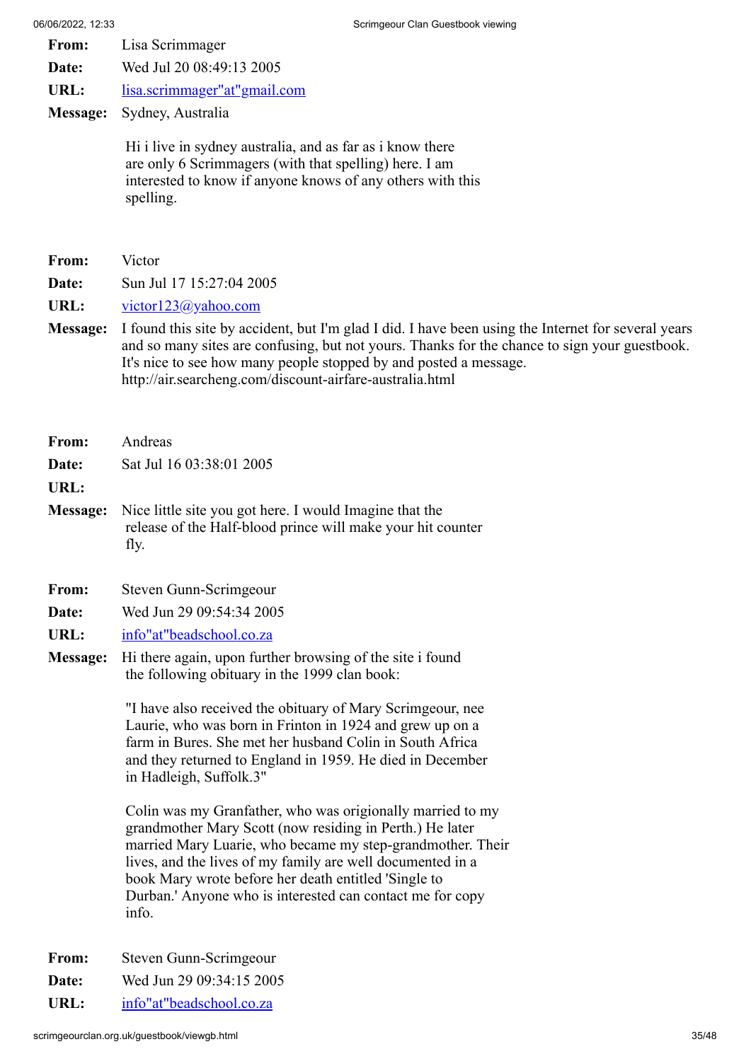**From:** Lisa Scrimmager

**Date:** Wed Jul 20 08:49:13 2005

**URL:** lisa.scrimmager"at"gmail.com

**Message:** Sydney, Australia

Hi i live in sydney australia, and as far as i know there are only 6 Scrimmagers (with that spelling) here. I am interested to know if anyone knows of any others with this spelling.

**From:** Victor

**Date:** Sun Jul 17 15:27:04 2005

**URL:** victor123@yahoo.com

**Message:** I found this site by accident, but I'm glad I did. I have been using the Internet for several years and so many sites are confusing, but not yours. Thanks for the chance to sign your guestbook. It's nice to see how many people stopped by and posted a message. http://air.searcheng.com/discount-airfare-australia.html

**From:** Andreas

**Date:** Sat Jul 16 03:38:01 2005

**URL:**

**Message:** Nice little site you got here. I would Imagine that the release of the Half-blood prince will make your hit counter fly.

**From:** Steven Gunn-Scrimgeour

**Date:** Wed Jun 29 09:54:34 2005

**URL:** info"at"beadschool.co.za

**Message:** Hi there again, upon further browsing of the site i found the following obituary in the 1999 clan book:

"I have also received the obituary of Mary Scrimgeour, nee Laurie, who was born in Frinton in 1924 and grew up on a farm in Bures. She met her husband Colin in South Africa and they returned to England in 1959. He died in December in Hadleigh, Suffolk.3"

Colin was my Granfather, who was origionally married to my grandmother Mary Scott (now residing in Perth.) He later married Mary Luarie, who became my step-grandmother. Their lives, and the lives of my family are well documented in a book Mary wrote before her death entitled 'Single to Durban.' Anyone who is interested can contact me for copy info.

**From:** Steven Gunn-Scrimgeour

**Date:** Wed Jun 29 09:34:15 2005

**URL:** info"at"beadschool.co.za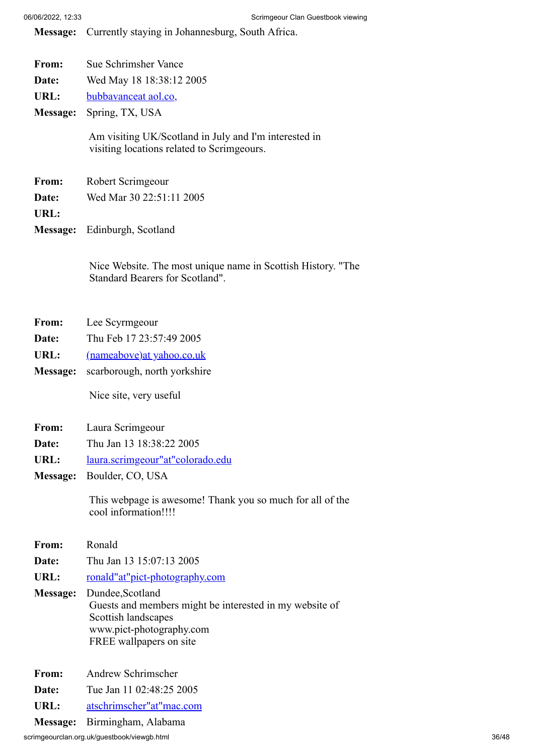**Message:** Currently staying in Johannesburg, South Africa.

**From:** Sue Schrimsher Vance
**Date:** Wed May 18 18:38:12 2005
**URL:** bubbavanceat aol.co,
**Message:** Spring, TX, USA

Am visiting UK/Scotland in July and I'm interested in visiting locations related to Scrimgeours.

**From:** Robert Scrimgeour
**Date:** Wed Mar 30 22:51:11 2005
**URL:**
**Message:** Edinburgh, Scotland

Nice Website. The most unique name in Scottish History. "The Standard Bearers for Scotland".

**From:** Lee Scyrmgeour
**Date:** Thu Feb 17 23:57:49 2005
**URL:** (nameabove)at yahoo.co.uk
**Message:** scarborough, north yorkshire

Nice site, very useful

**From:** Laura Scrimgeour
**Date:** Thu Jan 13 18:38:22 2005
**URL:** laura.scrimgeour"at"colorado.edu
**Message:** Boulder, CO, USA

This webpage is awesome! Thank you so much for all of the cool information!!!!

**From:** Ronald
**Date:** Thu Jan 13 15:07:13 2005
**URL:** ronald"at"pict-photography.com
**Message:** Dundee,Scotland
Guests and members might be interested in my website of Scottish landscapes
www.pict-photography.com
FREE wallpapers on site

**From:** Andrew Schrimscher
**Date:** Tue Jan 11 02:48:25 2005
**URL:** atschrimscher"at"mac.com
**Message:** Birmingham, Alabama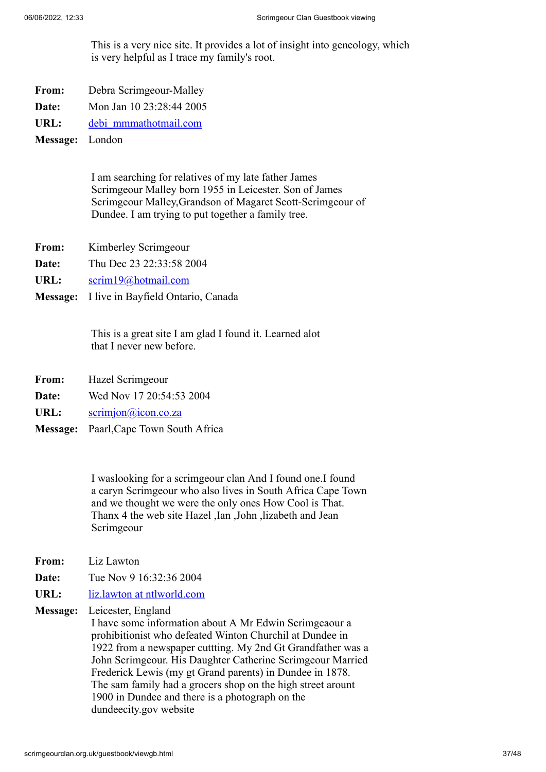This is a very nice site. It provides a lot of insight into geneology, which is very helpful as I trace my family's root.

**From:** Debra Scrimgeour-Malley
**Date:** Mon Jan 10 23:28:44 2005
**URL:** debi_mmmathotmail.com
**Message:** London

I am searching for relatives of my late father James Scrimgeour Malley born 1955 in Leicester. Son of James Scrimgeour Malley,Grandson of Magaret Scott-Scrimgeour of Dundee. I am trying to put together a family tree.

**From:** Kimberley Scrimgeour
**Date:** Thu Dec 23 22:33:58 2004
**URL:** scrim19@hotmail.com
**Message:** I live in Bayfield Ontario, Canada

This is a great site I am glad I found it. Learned alot that I never new before.

**From:** Hazel Scrimgeour
**Date:** Wed Nov 17 20:54:53 2004
**URL:** scrimjon@icon.co.za
**Message:** Paarl,Cape Town South Africa

I waslooking for a scrimgeour clan And I found one.I found a caryn Scrimgeour who also lives in South Africa Cape Town and we thought we were the only ones How Cool is That. Thanx 4 the web site Hazel ,Ian ,John ,lizabeth and Jean Scrimgeour

**From:** Liz Lawton
**Date:** Tue Nov 9 16:32:36 2004
**URL:** liz.lawton at ntlworld.com
**Message:** Leicester, England
I have some information about A Mr Edwin Scrimgeaour a prohibitionist who defeated Winton Churchil at Dundee in 1922 from a newspaper cuttting. My 2nd Gt Grandfather was a John Scrimgeour. His Daughter Catherine Scrimgeour Married Frederick Lewis (my gt Grand parents) in Dundee in 1878. The sam family had a grocers shop on the high street arount 1900 in Dundee and there is a photograph on the dundeecity.gov website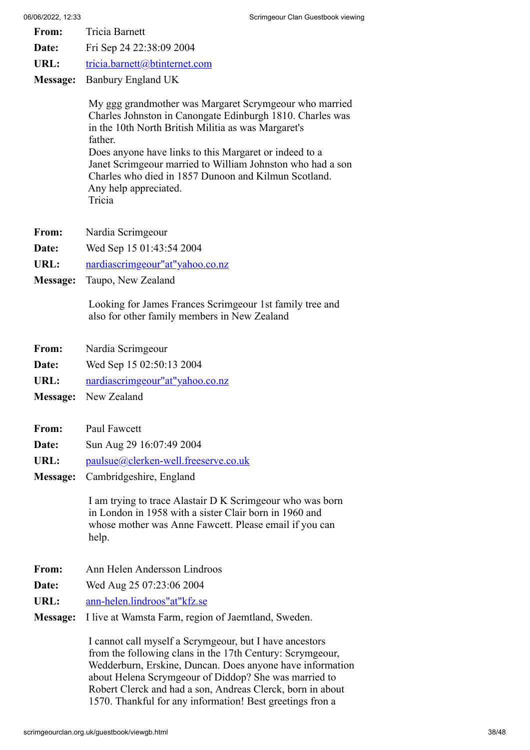**From:** Tricia Barnett

**Date:** Fri Sep 24 22:38:09 2004

**URL:** tricia.barnett@btinternet.com

**Message:** Banbury England UK

My ggg grandmother was Margaret Scrymgeour who married Charles Johnston in Canongate Edinburgh 1810. Charles was in the 10th North British Militia as was Margaret's father.
Does anyone have links to this Margaret or indeed to a Janet Scrimgeour married to William Johnston who had a son Charles who died in 1857 Dunoon and Kilmun Scotland.
Any help appreciated.
Tricia

**From:** Nardia Scrimgeour

**Date:** Wed Sep 15 01:43:54 2004

**URL:** nardiascrimgeour"at"yahoo.co.nz

**Message:** Taupo, New Zealand

Looking for James Frances Scrimgeour 1st family tree and also for other family members in New Zealand

**From:** Nardia Scrimgeour

**Date:** Wed Sep 15 02:50:13 2004

**URL:** nardiascrimgeour"at"yahoo.co.nz

**Message:** New Zealand

**From:** Paul Fawcett

**Date:** Sun Aug 29 16:07:49 2004

**URL:** paulsue@clerken-well.freeserve.co.uk

**Message:** Cambridgeshire, England

I am trying to trace Alastair D K Scrimgeour who was born in London in 1958 with a sister Clair born in 1960 and whose mother was Anne Fawcett. Please email if you can help.

**From:** Ann Helen Andersson Lindroos

**Date:** Wed Aug 25 07:23:06 2004

**URL:** ann-helen.lindroos"at"kfz.se

**Message:** I live at Wamsta Farm, region of Jaemtland, Sweden.

I cannot call myself a Scrymgeour, but I have ancestors from the following clans in the 17th Century: Scrymgeour, Wedderburn, Erskine, Duncan. Does anyone have information about Helena Scrymgeour of Diddop? She was married to Robert Clerck and had a son, Andreas Clerck, born in about 1570. Thankful for any information! Best greetings fron a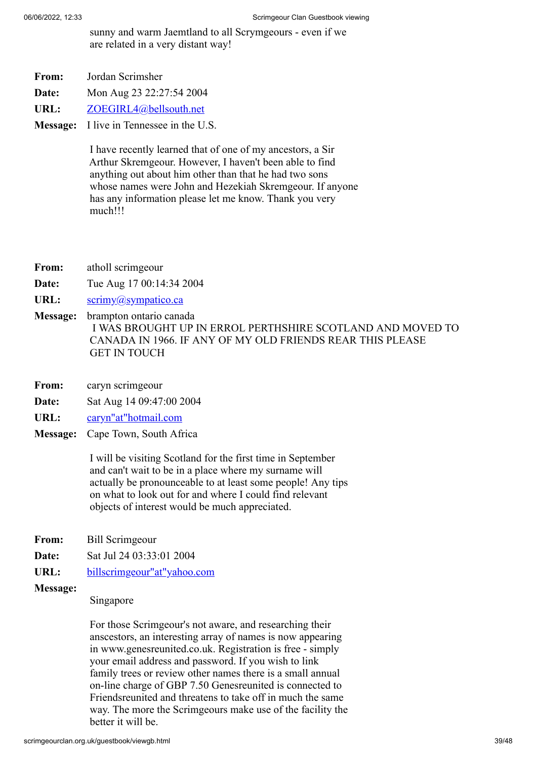sunny and warm Jaemtland to all Scrymgeours - even if we are related in a very distant way!

**From:** Jordan Scrimsher

**Date:** Mon Aug 23 22:27:54 2004

**URL:** ZOEGIRL4@bellsouth.net

**Message:** I live in Tennessee in the U.S.

I have recently learned that of one of my ancestors, a Sir Arthur Skremgeour. However, I haven't been able to find anything out about him other than that he had two sons whose names were John and Hezekiah Skremgeour. If anyone has any information please let me know. Thank you very much!!!

**From:** atholl scrimgeour

**Date:** Tue Aug 17 00:14:34 2004

**URL:** scrimy@sympatico.ca

**Message:** brampton ontario canada
I WAS BROUGHT UP IN ERROL PERTHSHIRE SCOTLAND AND MOVED TO CANADA IN 1966. IF ANY OF MY OLD FRIENDS REAR THIS PLEASE GET IN TOUCH

**From:** caryn scrimgeour

**Date:** Sat Aug 14 09:47:00 2004

**URL:** caryn"at"hotmail.com

**Message:** Cape Town, South Africa

I will be visiting Scotland for the first time in September and can't wait to be in a place where my surname will actually be pronounceable to at least some people! Any tips on what to look out for and where I could find relevant objects of interest would be much appreciated.

**From:** Bill Scrimgeour

**Date:** Sat Jul 24 03:33:01 2004

**URL:** billscrimgeour"at"yahoo.com

**Message:**

Singapore

For those Scrimgeour's not aware, and researching their anscestors, an interesting array of names is now appearing in www.genesreunited.co.uk. Registration is free - simply your email address and password. If you wish to link family trees or review other names there is a small annual on-line charge of GBP 7.50 Genesreunited is connected to Friendsreunited and threatens to take off in much the same way. The more the Scrimgeours make use of the facility the better it will be.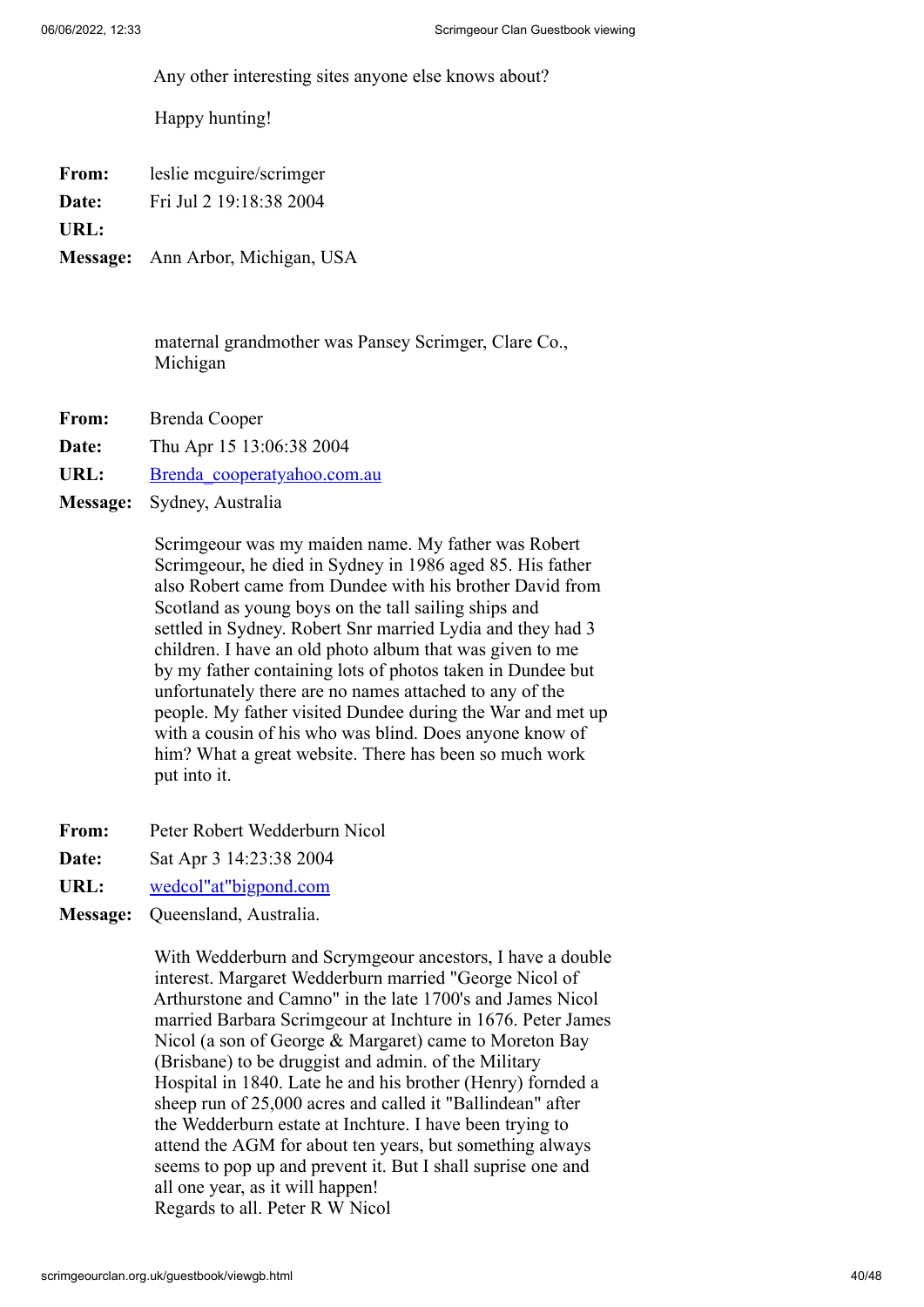Any other interesting sites anyone else knows about?

Happy hunting!

**From:** leslie mcguire/scrimger
**Date:** Fri Jul 2 19:18:38 2004
**URL:**
**Message:** Ann Arbor, Michigan, USA

maternal grandmother was Pansey Scrimger, Clare Co., Michigan

**From:** Brenda Cooper
**Date:** Thu Apr 15 13:06:38 2004
**URL:** Brenda_cooperatyahoo.com.au
**Message:** Sydney, Australia

Scrimgeour was my maiden name. My father was Robert Scrimgeour, he died in Sydney in 1986 aged 85. His father also Robert came from Dundee with his brother David from Scotland as young boys on the tall sailing ships and settled in Sydney. Robert Snr married Lydia and they had 3 children. I have an old photo album that was given to me by my father containing lots of photos taken in Dundee but unfortunately there are no names attached to any of the people. My father visited Dundee during the War and met up with a cousin of his who was blind. Does anyone know of him? What a great website. There has been so much work put into it.

**From:** Peter Robert Wedderburn Nicol
**Date:** Sat Apr 3 14:23:38 2004
**URL:** wedcol"at"bigpond.com
**Message:** Queensland, Australia.

With Wedderburn and Scrymgeour ancestors, I have a double interest. Margaret Wedderburn married "George Nicol of Arthurstone and Camno" in the late 1700's and James Nicol married Barbara Scrimgeour at Inchture in 1676. Peter James Nicol (a son of George & Margaret) came to Moreton Bay (Brisbane) to be druggist and admin. of the Military Hospital in 1840. Late he and his brother (Henry) fornded a sheep run of 25,000 acres and called it "Ballindean" after the Wedderburn estate at Inchture. I have been trying to attend the AGM for about ten years, but something always seems to pop up and prevent it. But I shall suprise one and all one year, as it will happen!
Regards to all. Peter R W Nicol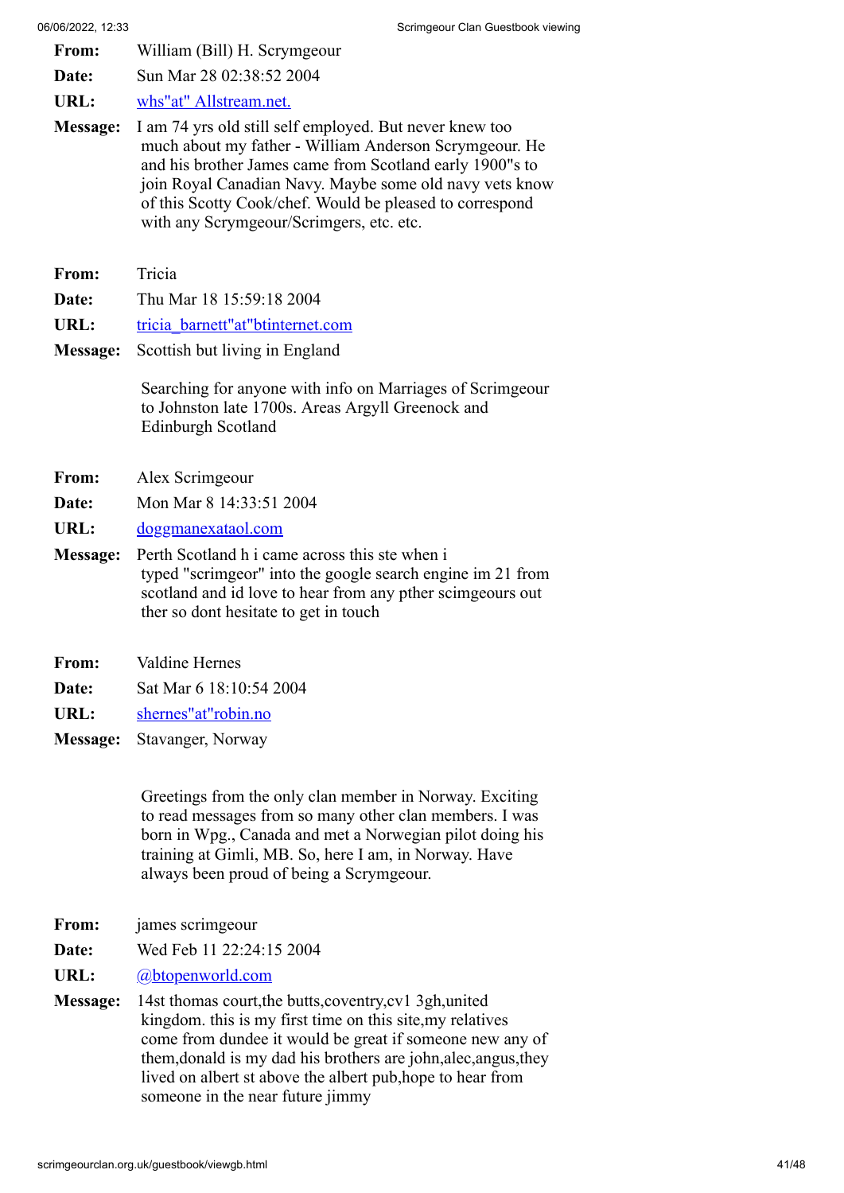**From:** William (Bill) H. Scrymgeour

**Date:** Sun Mar 28 02:38:52 2004

**URL:** whs"at" Allstream.net.

**Message:** I am 74 yrs old still self employed. But never knew too much about my father - William Anderson Scrymgeour. He and his brother James came from Scotland early 1900"s to join Royal Canadian Navy. Maybe some old navy vets know of this Scotty Cook/chef. Would be pleased to correspond with any Scrymgeour/Scrimgers, etc. etc.

**From:** Tricia

**Date:** Thu Mar 18 15:59:18 2004

**URL:** tricia_barnett"at"btinternet.com

**Message:** Scottish but living in England

Searching for anyone with info on Marriages of Scrimgeour to Johnston late 1700s. Areas Argyll Greenock and Edinburgh Scotland

**From:** Alex Scrimgeour

**Date:** Mon Mar 8 14:33:51 2004

**URL:** doggmanexataol.com

**Message:** Perth Scotland h i came across this ste when i typed "scrimgeor" into the google search engine im 21 from scotland and id love to hear from any pther scimgeours out ther so dont hesitate to get in touch

**From:** Valdine Hernes

**Date:** Sat Mar 6 18:10:54 2004

**URL:** shernes"at"robin.no

**Message:** Stavanger, Norway

Greetings from the only clan member in Norway. Exciting to read messages from so many other clan members. I was born in Wpg., Canada and met a Norwegian pilot doing his training at Gimli, MB. So, here I am, in Norway. Have always been proud of being a Scrymgeour.

**From:** james scrimgeour

**Date:** Wed Feb 11 22:24:15 2004

**URL:** @btopenworld.com

**Message:** 14st thomas court,the butts,coventry,cv1 3gh,united kingdom. this is my first time on this site,my relatives come from dundee it would be great if someone new any of them,donald is my dad his brothers are john,alec,angus,they lived on albert st above the albert pub,hope to hear from someone in the near future jimmy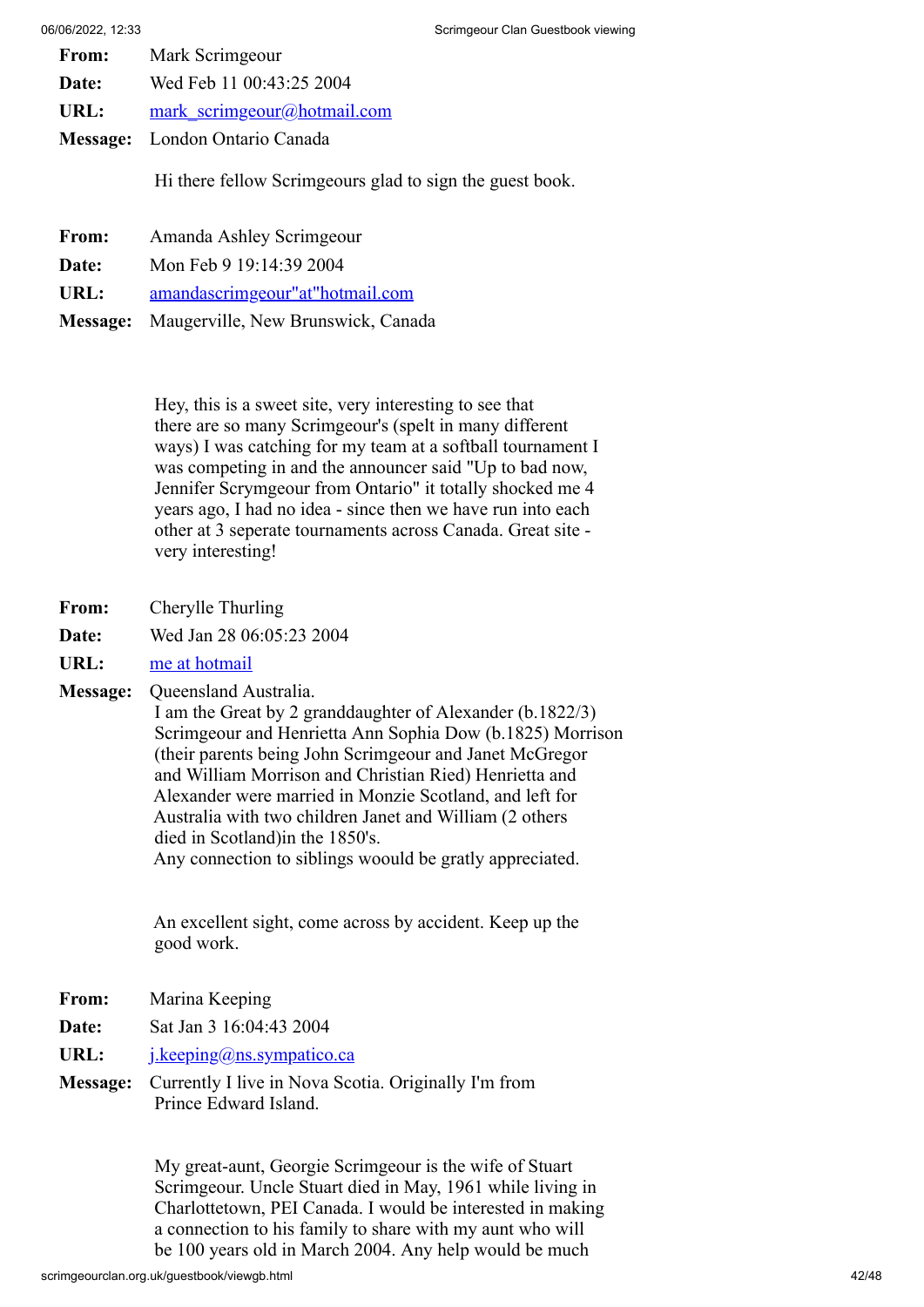**From:** Mark Scrimgeour

**Date:** Wed Feb 11 00:43:25 2004

**URL:** mark_scrimgeour@hotmail.com

**Message:** London Ontario Canada

Hi there fellow Scrimgeours glad to sign the guest book.

**From:** Amanda Ashley Scrimgeour

**Date:** Mon Feb 9 19:14:39 2004

**URL:** amandascrimgeour"at"hotmail.com

**Message:** Maugerville, New Brunswick, Canada

Hey, this is a sweet site, very interesting to see that there are so many Scrimgeour's (spelt in many different ways) I was catching for my team at a softball tournament I was competing in and the announcer said "Up to bad now, Jennifer Scrymgeour from Ontario" it totally shocked me 4 years ago, I had no idea - since then we have run into each other at 3 seperate tournaments across Canada. Great site - very interesting!

**From:** Cherylle Thurling

**Date:** Wed Jan 28 06:05:23 2004

**URL:** me at hotmail

**Message:** Queensland Australia.
I am the Great by 2 granddaughter of Alexander (b.1822/3) Scrimgeour and Henrietta Ann Sophia Dow (b.1825) Morrison (their parents being John Scrimgeour and Janet McGregor and William Morrison and Christian Ried) Henrietta and Alexander were married in Monzie Scotland, and left for Australia with two children Janet and William (2 others died in Scotland)in the 1850's.
Any connection to siblings woould be gratly appreciated.

An excellent sight, come across by accident. Keep up the good work.

**From:** Marina Keeping

**Date:** Sat Jan 3 16:04:43 2004

**URL:** j.keeping@ns.sympatico.ca

**Message:** Currently I live in Nova Scotia. Originally I'm from Prince Edward Island.

My great-aunt, Georgie Scrimgeour is the wife of Stuart Scrimgeour. Uncle Stuart died in May, 1961 while living in Charlottetown, PEI Canada. I would be interested in making a connection to his family to share with my aunt who will be 100 years old in March 2004. Any help would be much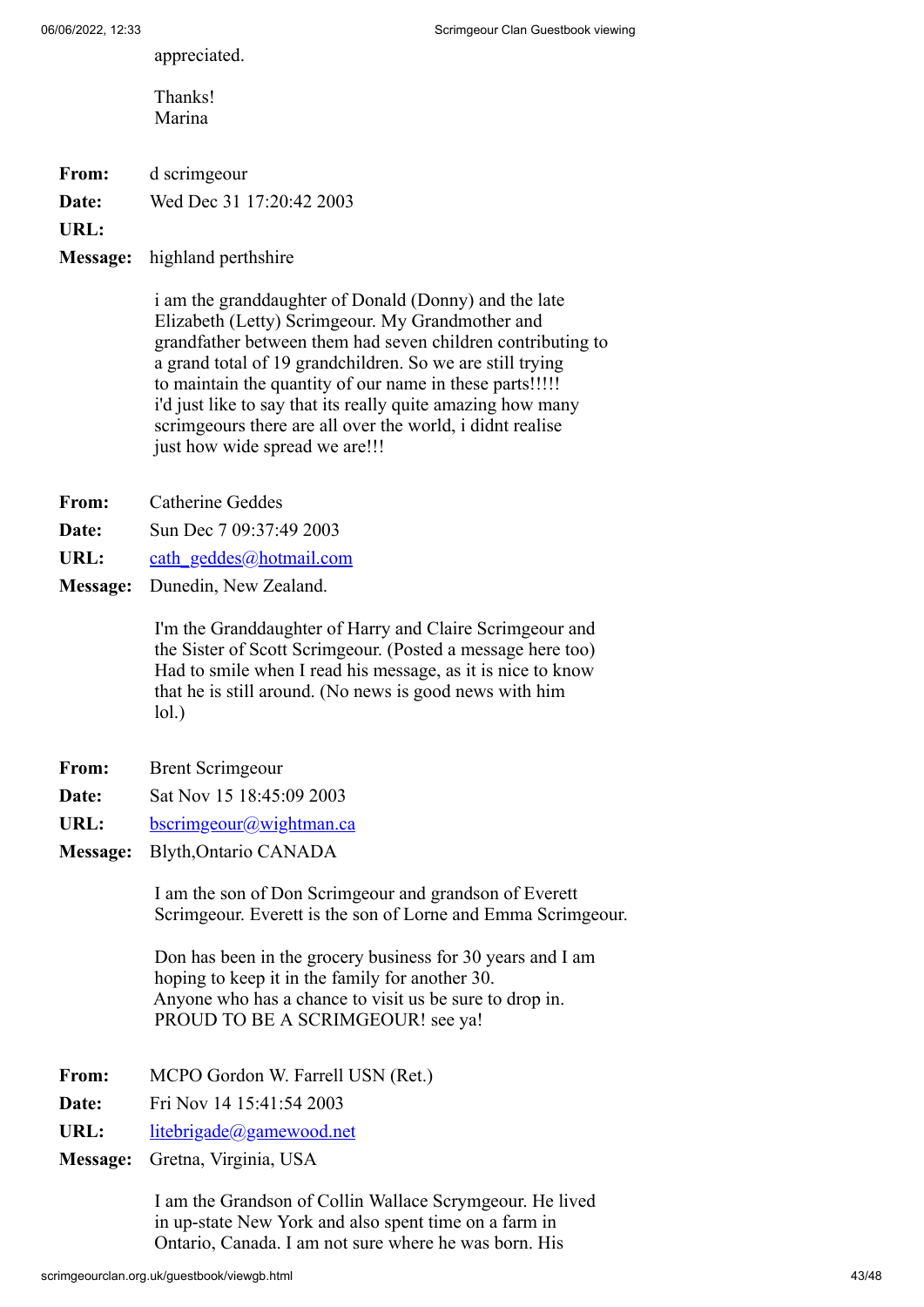appreciated.

Thanks!
Marina

**From:** d scrimgeour
**Date:** Wed Dec 31 17:20:42 2003
**URL:**
**Message:** highland perthshire

i am the granddaughter of Donald (Donny) and the late Elizabeth (Letty) Scrimgeour. My Grandmother and grandfather between them had seven children contributing to a grand total of 19 grandchildren. So we are still trying to maintain the quantity of our name in these parts!!!!! i'd just like to say that its really quite amazing how many scrimgeours there are all over the world, i didnt realise just how wide spread we are!!!

**From:** Catherine Geddes
**Date:** Sun Dec 7 09:37:49 2003
**URL:** cath_geddes@hotmail.com
**Message:** Dunedin, New Zealand.

I'm the Granddaughter of Harry and Claire Scrimgeour and the Sister of Scott Scrimgeour. (Posted a message here too) Had to smile when I read his message, as it is nice to know that he is still around. (No news is good news with him lol.)

**From:** Brent Scrimgeour
**Date:** Sat Nov 15 18:45:09 2003
**URL:** bscrimgeour@wightman.ca
**Message:** Blyth,Ontario CANADA

I am the son of Don Scrimgeour and grandson of Everett Scrimgeour. Everett is the son of Lorne and Emma Scrimgeour.

Don has been in the grocery business for 30 years and I am hoping to keep it in the family for another 30.
Anyone who has a chance to visit us be sure to drop in.
PROUD TO BE A SCRIMGEOUR! see ya!

**From:** MCPO Gordon W. Farrell USN (Ret.)
**Date:** Fri Nov 14 15:41:54 2003
**URL:** litebrigade@gamewood.net
**Message:** Gretna, Virginia, USA

I am the Grandson of Collin Wallace Scrymgeour. He lived in up-state New York and also spent time on a farm in Ontario, Canada. I am not sure where he was born. His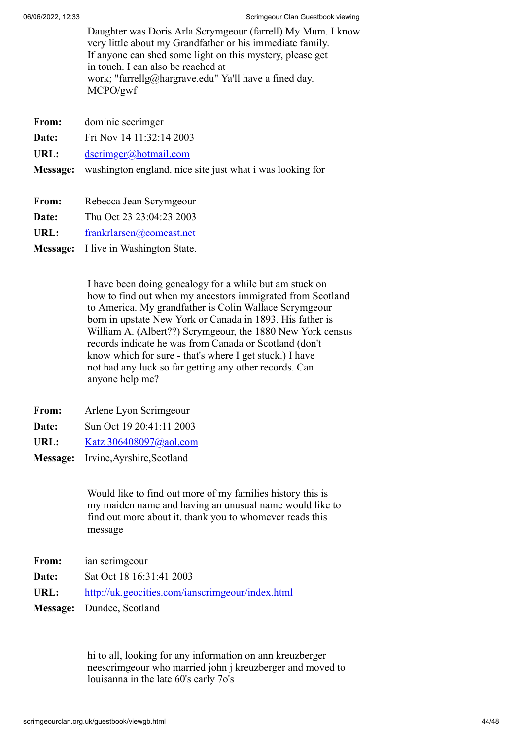Daughter was Doris Arla Scrymgeour (farrell) My Mum. I know very little about my Grandfather or his immediate family. If anyone can shed some light on this mystery, please get in touch. I can also be reached at work; "farrellg@hargrave.edu" Ya'll have a fined day. MCPO/gwf

**From:** dominic sccrimger
**Date:** Fri Nov 14 11:32:14 2003
**URL:** dscrimger@hotmail.com
**Message:** washington england. nice site just what i was looking for

**From:** Rebecca Jean Scrymgeour
**Date:** Thu Oct 23 23:04:23 2003
**URL:** frankrlarsen@comcast.net
**Message:** I live in Washington State.

I have been doing genealogy for a while but am stuck on how to find out when my ancestors immigrated from Scotland to America. My grandfather is Colin Wallace Scrymgeour born in upstate New York or Canada in 1893. His father is William A. (Albert??) Scrymgeour, the 1880 New York census records indicate he was from Canada or Scotland (don't know which for sure - that's where I get stuck.) I have not had any luck so far getting any other records. Can anyone help me?

**From:** Arlene Lyon Scrimgeour
**Date:** Sun Oct 19 20:41:11 2003
**URL:** Katz 306408097@aol.com
**Message:** Irvine,Ayrshire,Scotland

Would like to find out more of my families history this is my maiden name and having an unusual name would like to find out more about it. thank you to whomever reads this message

**From:** ian scrimgeour
**Date:** Sat Oct 18 16:31:41 2003
**URL:** http://uk.geocities.com/ianscrimgeour/index.html
**Message:** Dundee, Scotland

hi to all, looking for any information on ann kreuzberger neescrimgeour who married john j kreuzberger and moved to louisanna in the late 60's early 7o's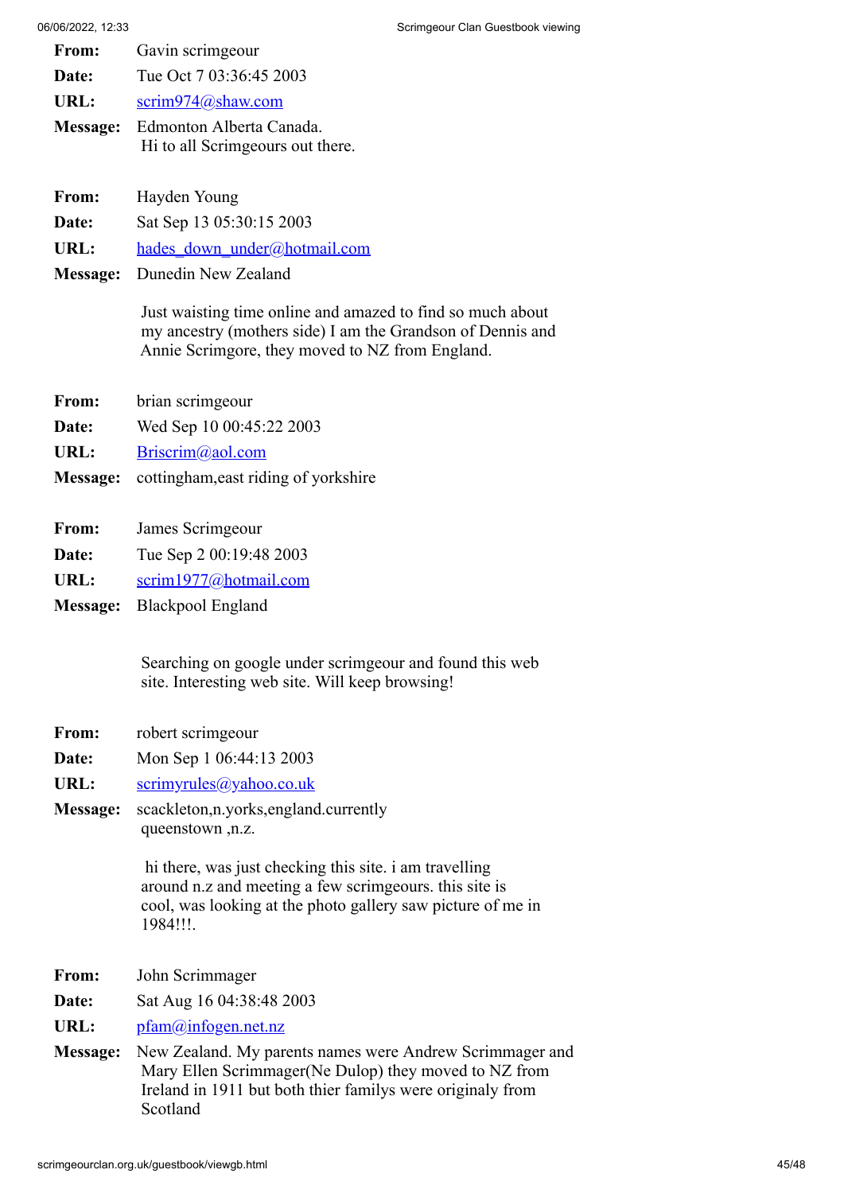**From:** Gavin scrimgeour
**Date:** Tue Oct 7 03:36:45 2003
**URL:** scrim974@shaw.com
**Message:** Edmonton Alberta Canada.
Hi to all Scrimgeours out there.

**From:** Hayden Young
**Date:** Sat Sep 13 05:30:15 2003
**URL:** hades_down_under@hotmail.com
**Message:** Dunedin New Zealand

Just waisting time online and amazed to find so much about my ancestry (mothers side) I am the Grandson of Dennis and Annie Scrimgore, they moved to NZ from England.

**From:** brian scrimgeour
**Date:** Wed Sep 10 00:45:22 2003
**URL:** Briscrim@aol.com
**Message:** cottingham,east riding of yorkshire

**From:** James Scrimgeour
**Date:** Tue Sep 2 00:19:48 2003
**URL:** scrim1977@hotmail.com
**Message:** Blackpool England

Searching on google under scrimgeour and found this web site. Interesting web site. Will keep browsing!

**From:** robert scrimgeour
**Date:** Mon Sep 1 06:44:13 2003
**URL:** scrimyrules@yahoo.co.uk
**Message:** scackleton,n.yorks,england.currently queenstown ,n.z.

hi there, was just checking this site. i am travelling around n.z and meeting a few scrimgeours. this site is cool, was looking at the photo gallery saw picture of me in 1984!!!.

**From:** John Scrimmager
**Date:** Sat Aug 16 04:38:48 2003
**URL:** pfam@infogen.net.nz
**Message:** New Zealand. My parents names were Andrew Scrimmager and Mary Ellen Scrimmager(Ne Dulop) they moved to NZ from Ireland in 1911 but both thier familys were originaly from Scotland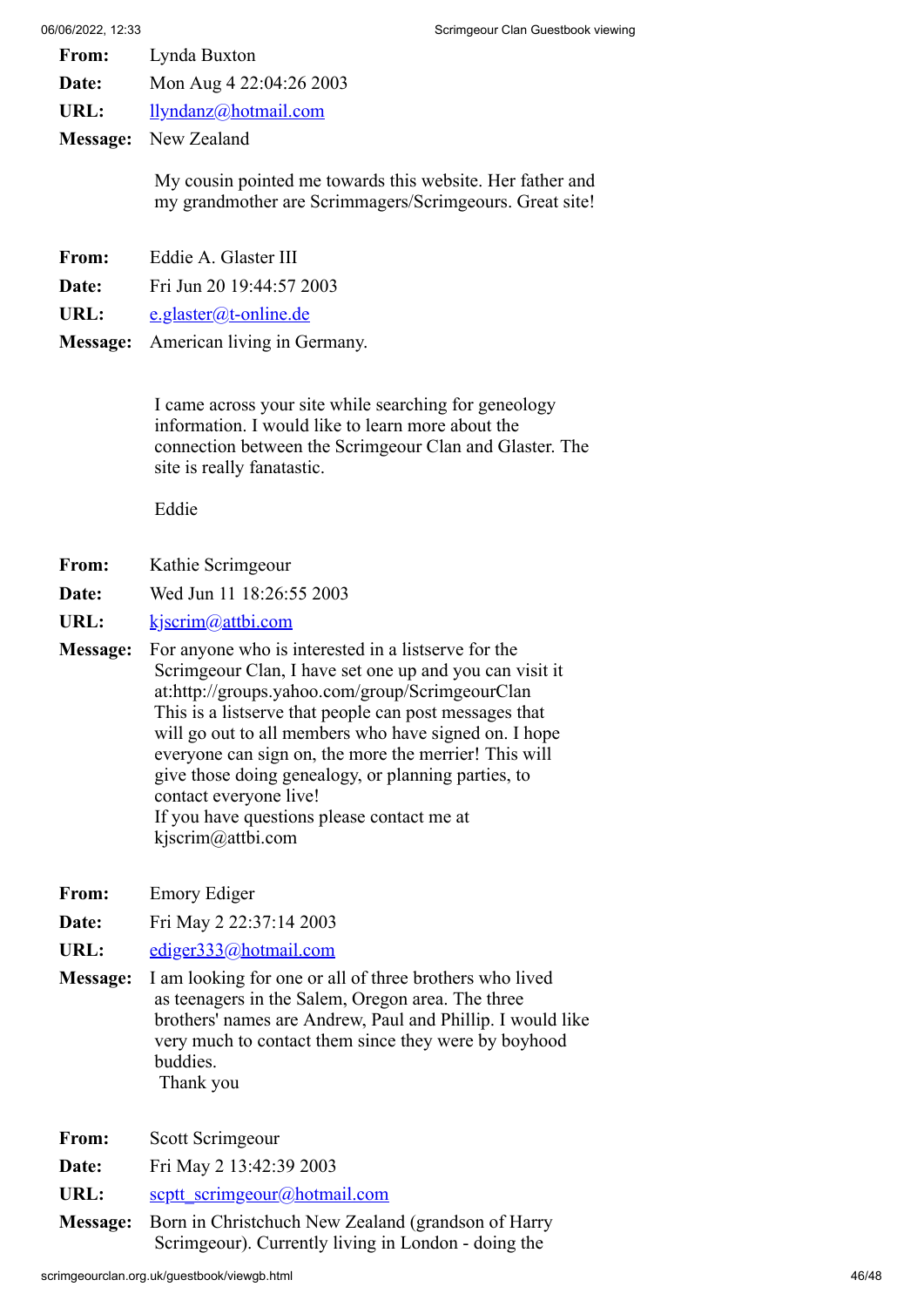**From:** Lynda Buxton

**Date:** Mon Aug 4 22:04:26 2003

**URL:** llyndanz@hotmail.com

**Message:** New Zealand

My cousin pointed me towards this website. Her father and my grandmother are Scrimmagers/Scrimgeours. Great site!

**From:** Eddie A. Glaster III

**Date:** Fri Jun 20 19:44:57 2003

**URL:** e.glaster@t-online.de

**Message:** American living in Germany.

I came across your site while searching for geneology information. I would like to learn more about the connection between the Scrimgeour Clan and Glaster. The site is really fanatastic.

Eddie

**From:** Kathie Scrimgeour

**Date:** Wed Jun 11 18:26:55 2003

**URL:** kjscrim@attbi.com

**Message:** For anyone who is interested in a listserve for the Scrimgeour Clan, I have set one up and you can visit it at:http://groups.yahoo.com/group/ScrimgeourClan This is a listserve that people can post messages that will go out to all members who have signed on. I hope everyone can sign on, the more the merrier! This will give those doing genealogy, or planning parties, to contact everyone live!
If you have questions please contact me at kjscrim@attbi.com

**From:** Emory Ediger

**Date:** Fri May 2 22:37:14 2003

**URL:** ediger333@hotmail.com

**Message:** I am looking for one or all of three brothers who lived as teenagers in the Salem, Oregon area. The three brothers' names are Andrew, Paul and Phillip. I would like very much to contact them since they were by boyhood buddies.
Thank you

**From:** Scott Scrimgeour

**Date:** Fri May 2 13:42:39 2003

**URL:** scptt_scrimgeour@hotmail.com

**Message:** Born in Christchuch New Zealand (grandson of Harry Scrimgeour). Currently living in London - doing the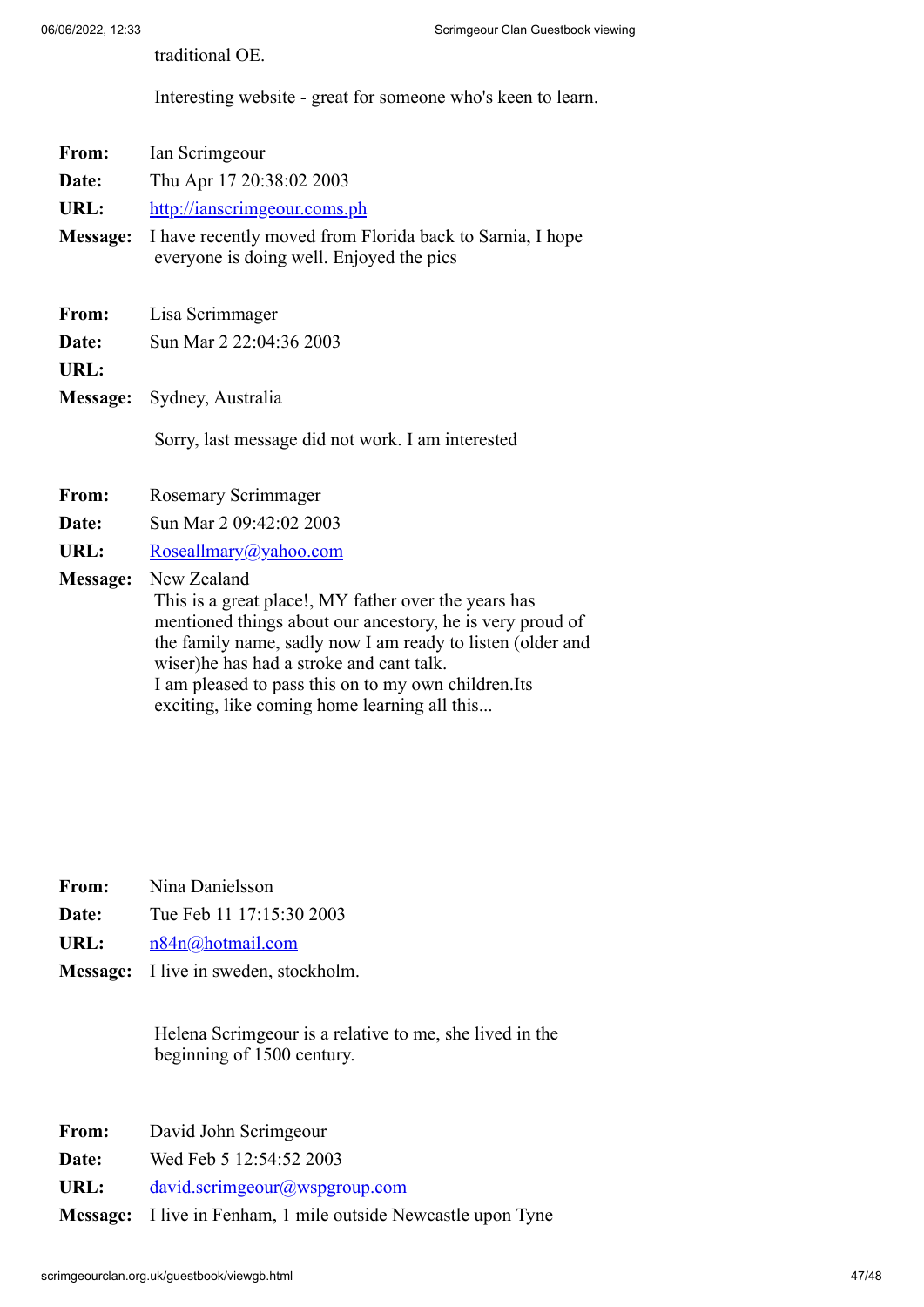traditional OE.

Interesting website - great for someone who's keen to learn.

**From:** Ian Scrimgeour
**Date:** Thu Apr 17 20:38:02 2003
**URL:** http://ianscrimgeour.coms.ph
**Message:** I have recently moved from Florida back to Sarnia, I hope everyone is doing well. Enjoyed the pics

**From:** Lisa Scrimmager
**Date:** Sun Mar 2 22:04:36 2003
**URL:**
**Message:** Sydney, Australia

Sorry, last message did not work. I am interested

**From:** Rosemary Scrimmager
**Date:** Sun Mar 2 09:42:02 2003
**URL:** Roseallmary@yahoo.com
**Message:** New Zealand
This is a great place!, MY father over the years has mentioned things about our ancestory, he is very proud of the family name, sadly now I am ready to listen (older and wiser)he has had a stroke and cant talk.
I am pleased to pass this on to my own children.Its exciting, like coming home learning all this...

**From:** Nina Danielsson
**Date:** Tue Feb 11 17:15:30 2003
**URL:** n84n@hotmail.com
**Message:** I live in sweden, stockholm.

Helena Scrimgeour is a relative to me, she lived in the beginning of 1500 century.

**From:** David John Scrimgeour
**Date:** Wed Feb 5 12:54:52 2003
**URL:** david.scrimgeour@wspgroup.com
**Message:** I live in Fenham, 1 mile outside Newcastle upon Tyne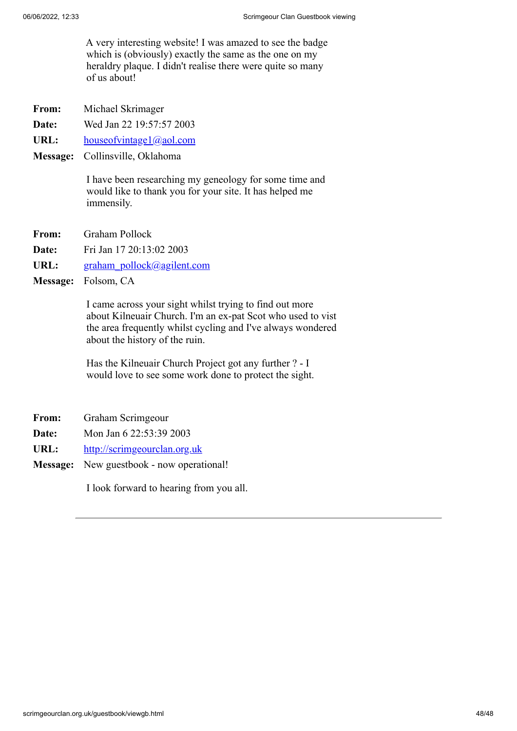A very interesting website! I was amazed to see the badge which is (obviously) exactly the same as the one on my heraldry plaque. I didn't realise there were quite so many of us about!

**From:** Michael Skrimager
**Date:** Wed Jan 22 19:57:57 2003
**URL:** houseofvintage1@aol.com
**Message:** Collinsville, Oklahoma

I have been researching my geneology for some time and would like to thank you for your site. It has helped me immensily.

**From:** Graham Pollock
**Date:** Fri Jan 17 20:13:02 2003
**URL:** graham_pollock@agilent.com
**Message:** Folsom, CA

I came across your sight whilst trying to find out more about Kilneuair Church. I'm an ex-pat Scot who used to vist the area frequently whilst cycling and I've always wondered about the history of the ruin.

Has the Kilneuair Church Project got any further ? - I would love to see some work done to protect the sight.

**From:** Graham Scrimgeour
**Date:** Mon Jan 6 22:53:39 2003
**URL:** http://scrimgeourclan.org.uk
**Message:** New guestbook - now operational!

I look forward to hearing from you all.

---